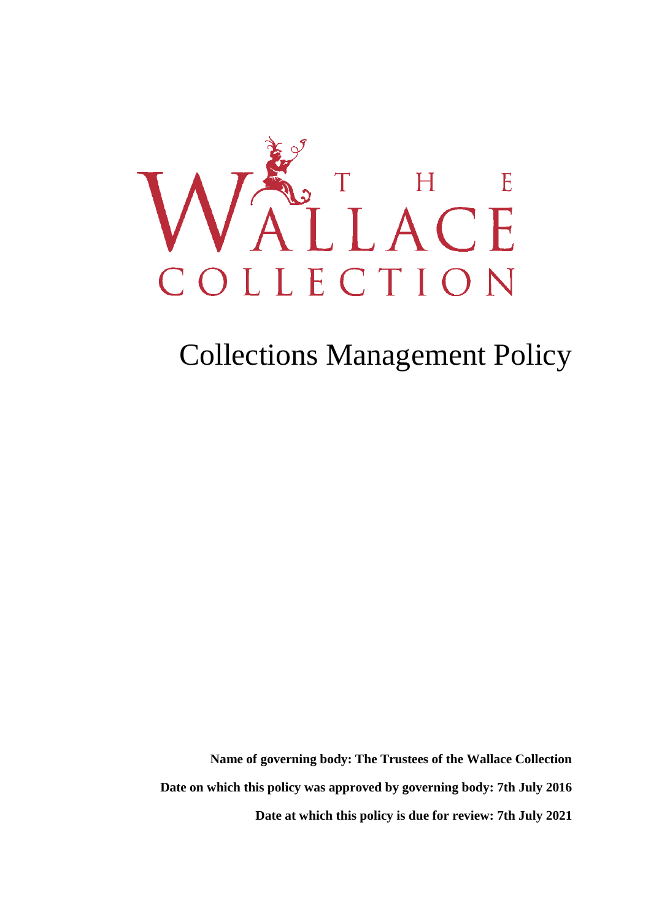# THE WALLACE COLLECTION

# Collections Management Policy

**Name of governing body: The Trustees of the Wallace Collection**

**Date on which this policy was approved by governing body: 7th July 2016**

**Date at which this policy is due for review: 7th July 2021**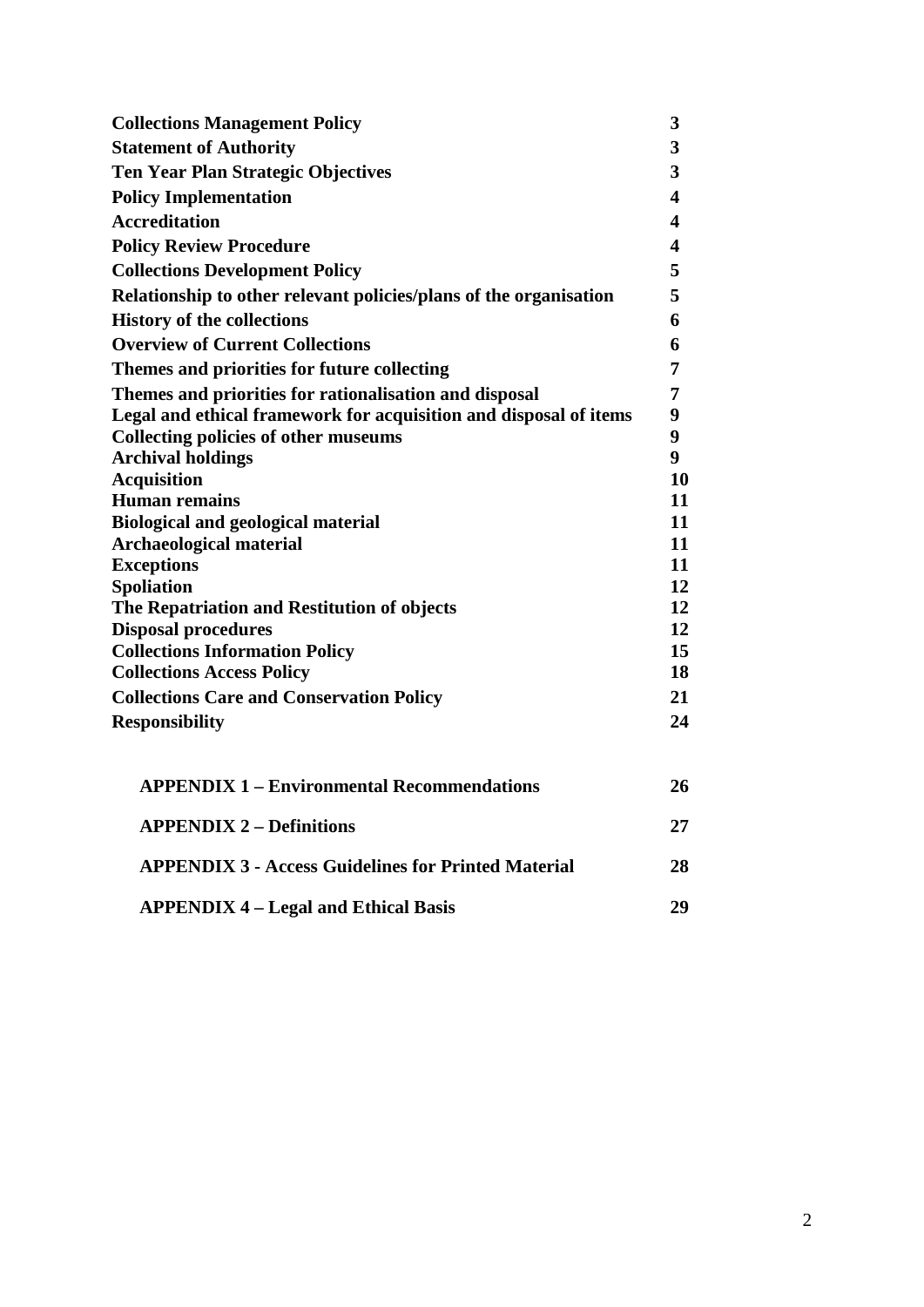| | |
|---|---|
| **Collections Management Policy** | **3** |
| **Statement of Authority** | **3** |
| **Ten Year Plan Strategic Objectives** | **3** |
| **Policy Implementation** | **4** |
| **Accreditation** | **4** |
| **Policy Review Procedure** | **4** |
| **Collections Development Policy** | **5** |
| **Relationship to other relevant policies/plans of the organisation** | **5** |
| **History of the collections** | **6** |
| **Overview of Current Collections** | **6** |
| **Themes and priorities for future collecting** | **7** |
| **Themes and priorities for rationalisation and disposal** | **7** |
| **Legal and ethical framework for acquisition and disposal of items** | **9** |
| **Collecting policies of other museums** | **9** |
| **Archival holdings** | **9** |
| **Acquisition** | **10** |
| **Human remains** | **11** |
| **Biological and geological material** | **11** |
| **Archaeological material** | **11** |
| **Exceptions** | **11** |
| **Spoliation** | **12** |
| **The Repatriation and Restitution of objects** | **12** |
| **Disposal procedures** | **12** |
| **Collections Information Policy** | **15** |
| **Collections Access Policy** | **18** |
| **Collections Care and Conservation Policy** | **21** |
| **Responsibility** | **24** |
| **APPENDIX 1 – Environmental Recommendations** | **26** |
| **APPENDIX 2 – Definitions** | **27** |
| **APPENDIX 3 - Access Guidelines for Printed Material** | **28** |
| **APPENDIX 4 – Legal and Ethical Basis** | **29** |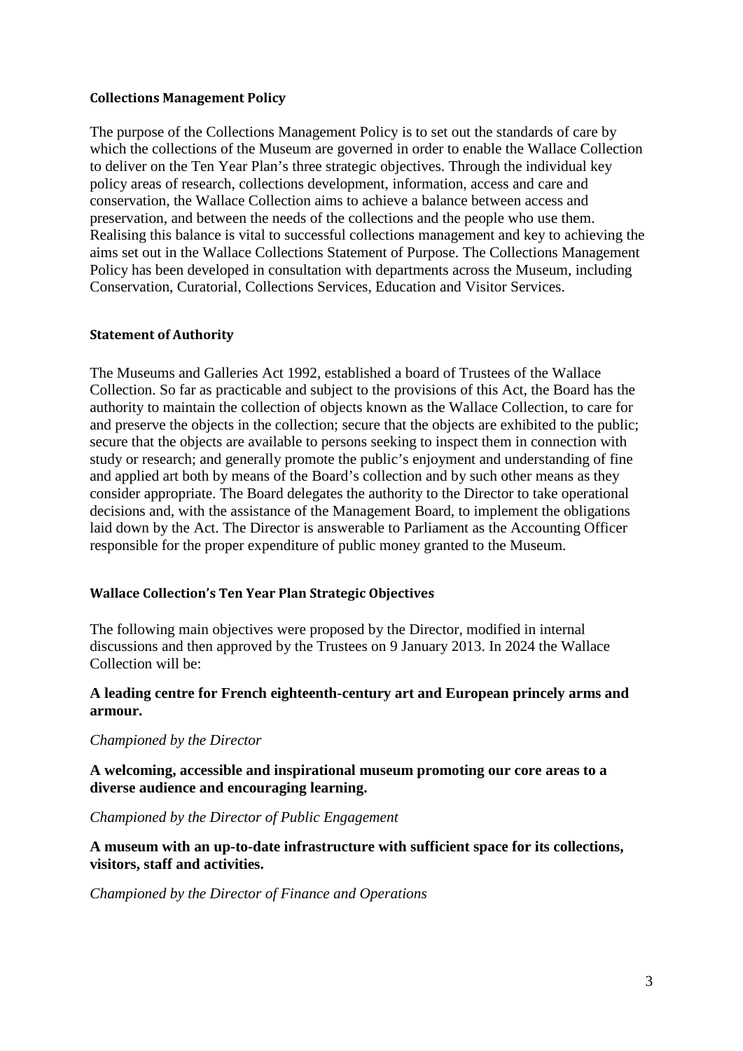## Collections Management Policy

The purpose of the Collections Management Policy is to set out the standards of care by which the collections of the Museum are governed in order to enable the Wallace Collection to deliver on the Ten Year Plan's three strategic objectives. Through the individual key policy areas of research, collections development, information, access and care and conservation, the Wallace Collection aims to achieve a balance between access and preservation, and between the needs of the collections and the people who use them. Realising this balance is vital to successful collections management and key to achieving the aims set out in the Wallace Collections Statement of Purpose. The Collections Management Policy has been developed in consultation with departments across the Museum, including Conservation, Curatorial, Collections Services, Education and Visitor Services.

## Statement of Authority

The Museums and Galleries Act 1992, established a board of Trustees of the Wallace Collection. So far as practicable and subject to the provisions of this Act, the Board has the authority to maintain the collection of objects known as the Wallace Collection, to care for and preserve the objects in the collection; secure that the objects are exhibited to the public; secure that the objects are available to persons seeking to inspect them in connection with study or research; and generally promote the public's enjoyment and understanding of fine and applied art both by means of the Board's collection and by such other means as they consider appropriate. The Board delegates the authority to the Director to take operational decisions and, with the assistance of the Management Board, to implement the obligations laid down by the Act. The Director is answerable to Parliament as the Accounting Officer responsible for the proper expenditure of public money granted to the Museum.

## Wallace Collection's Ten Year Plan Strategic Objectives

The following main objectives were proposed by the Director, modified in internal discussions and then approved by the Trustees on 9 January 2013. In 2024 the Wallace Collection will be:

**A leading centre for French eighteenth-century art and European princely arms and armour.**

*Championed by the Director*

**A welcoming, accessible and inspirational museum promoting our core areas to a diverse audience and encouraging learning.**

*Championed by the Director of Public Engagement*

**A museum with an up-to-date infrastructure with sufficient space for its collections, visitors, staff and activities.**

*Championed by the Director of Finance and Operations*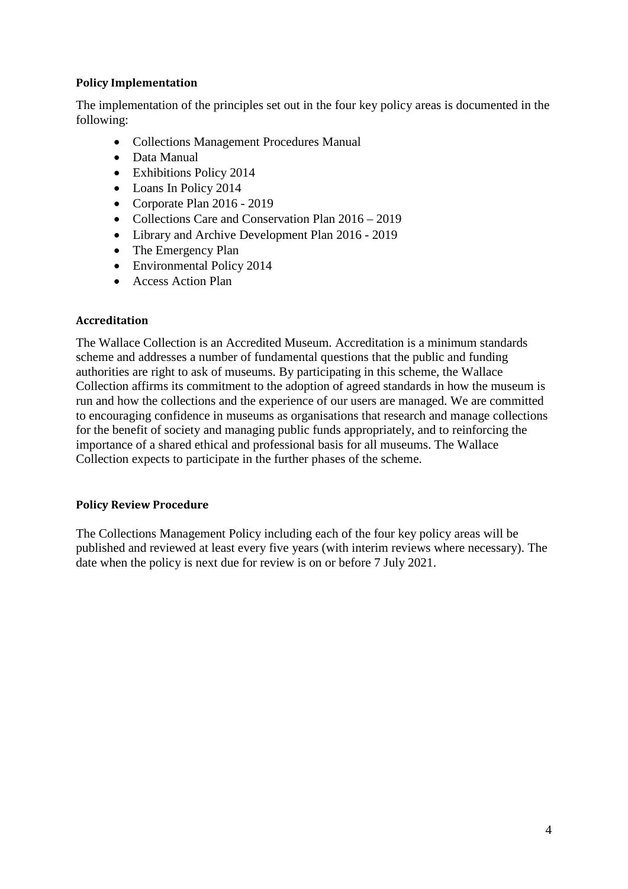### Policy Implementation

The implementation of the principles set out in the four key policy areas is documented in the following:

- Collections Management Procedures Manual
- Data Manual
- Exhibitions Policy 2014
- Loans In Policy 2014
- Corporate Plan 2016 - 2019
- Collections Care and Conservation Plan 2016 – 2019
- Library and Archive Development Plan 2016 - 2019
- The Emergency Plan
- Environmental Policy 2014
- Access Action Plan

### Accreditation

The Wallace Collection is an Accredited Museum. Accreditation is a minimum standards scheme and addresses a number of fundamental questions that the public and funding authorities are right to ask of museums. By participating in this scheme, the Wallace Collection affirms its commitment to the adoption of agreed standards in how the museum is run and how the collections and the experience of our users are managed. We are committed to encouraging confidence in museums as organisations that research and manage collections for the benefit of society and managing public funds appropriately, and to reinforcing the importance of a shared ethical and professional basis for all museums. The Wallace Collection expects to participate in the further phases of the scheme.

### Policy Review Procedure

The Collections Management Policy including each of the four key policy areas will be published and reviewed at least every five years (with interim reviews where necessary). The date when the policy is next due for review is on or before 7 July 2021.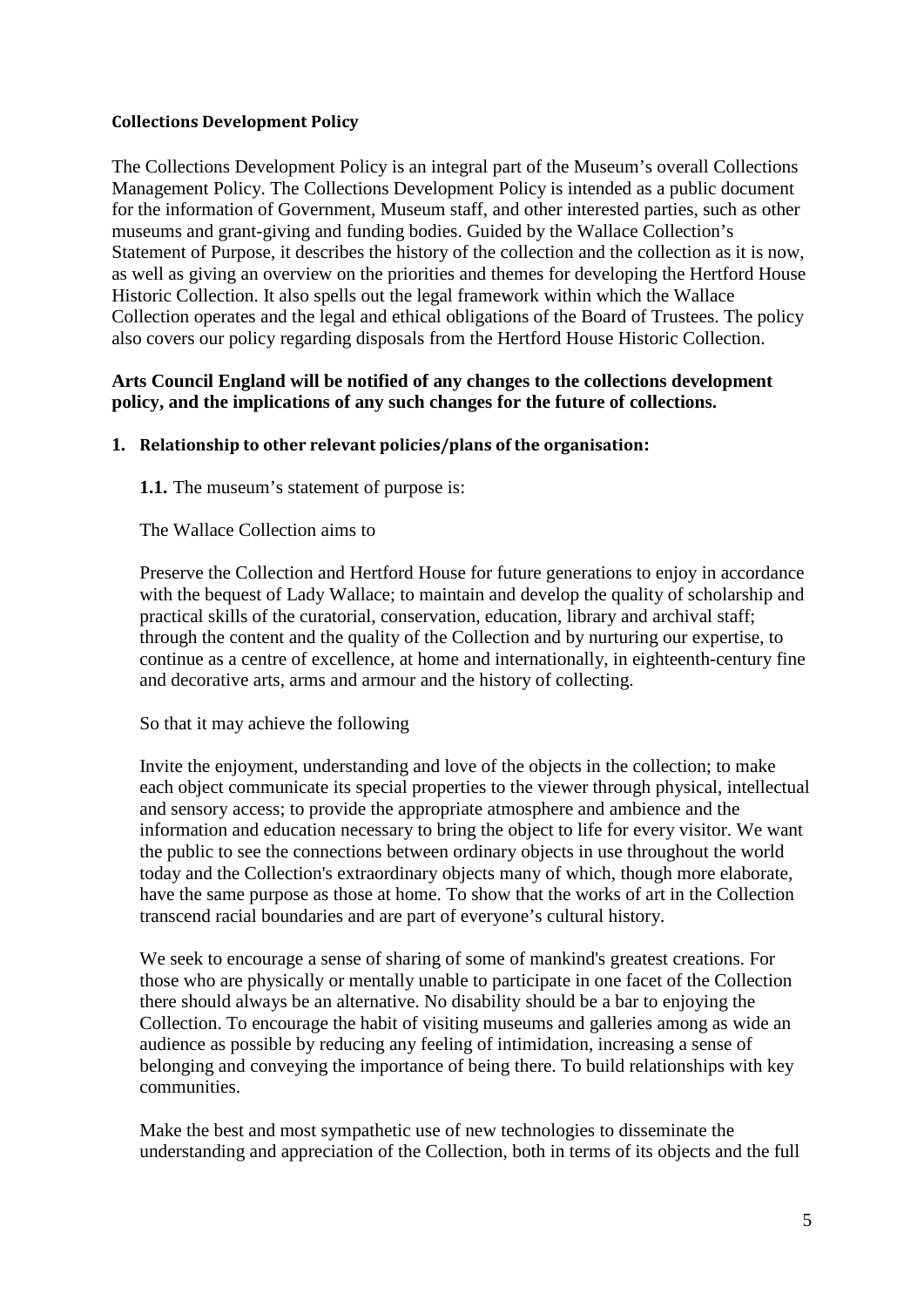**Collections Development Policy**

The Collections Development Policy is an integral part of the Museum's overall Collections Management Policy. The Collections Development Policy is intended as a public document for the information of Government, Museum staff, and other interested parties, such as other museums and grant-giving and funding bodies. Guided by the Wallace Collection's Statement of Purpose, it describes the history of the collection and the collection as it is now, as well as giving an overview on the priorities and themes for developing the Hertford House Historic Collection. It also spells out the legal framework within which the Wallace Collection operates and the legal and ethical obligations of the Board of Trustees. The policy also covers our policy regarding disposals from the Hertford House Historic Collection.

**Arts Council England will be notified of any changes to the collections development policy, and the implications of any such changes for the future of collections.**

**1. Relationship to other relevant policies/plans of the organisation:**

**1.1.** The museum's statement of purpose is:

The Wallace Collection aims to

Preserve the Collection and Hertford House for future generations to enjoy in accordance with the bequest of Lady Wallace; to maintain and develop the quality of scholarship and practical skills of the curatorial, conservation, education, library and archival staff; through the content and the quality of the Collection and by nurturing our expertise, to continue as a centre of excellence, at home and internationally, in eighteenth-century fine and decorative arts, arms and armour and the history of collecting.

So that it may achieve the following

Invite the enjoyment, understanding and love of the objects in the collection; to make each object communicate its special properties to the viewer through physical, intellectual and sensory access; to provide the appropriate atmosphere and ambience and the information and education necessary to bring the object to life for every visitor. We want the public to see the connections between ordinary objects in use throughout the world today and the Collection's extraordinary objects many of which, though more elaborate, have the same purpose as those at home. To show that the works of art in the Collection transcend racial boundaries and are part of everyone's cultural history.

We seek to encourage a sense of sharing of some of mankind's greatest creations. For those who are physically or mentally unable to participate in one facet of the Collection there should always be an alternative. No disability should be a bar to enjoying the Collection. To encourage the habit of visiting museums and galleries among as wide an audience as possible by reducing any feeling of intimidation, increasing a sense of belonging and conveying the importance of being there. To build relationships with key communities.

Make the best and most sympathetic use of new technologies to disseminate the understanding and appreciation of the Collection, both in terms of its objects and the full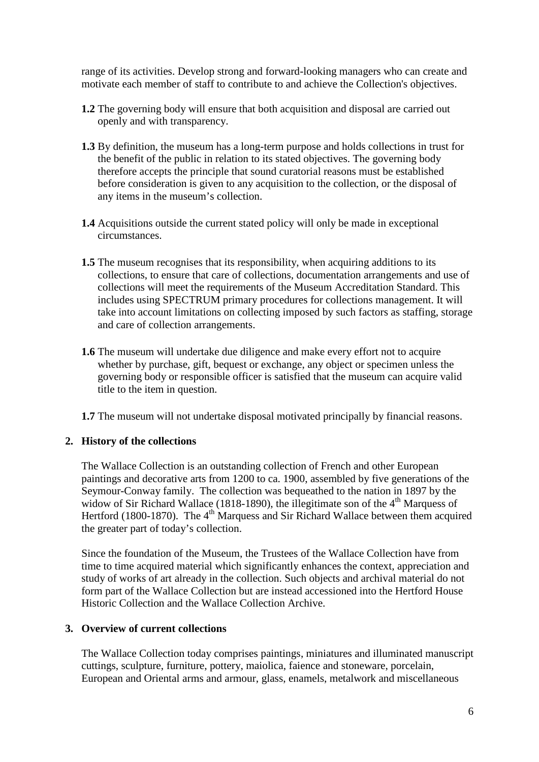range of its activities. Develop strong and forward-looking managers who can create and motivate each member of staff to contribute to and achieve the Collection's objectives.

**1.2** The governing body will ensure that both acquisition and disposal are carried out openly and with transparency.

**1.3** By definition, the museum has a long-term purpose and holds collections in trust for the benefit of the public in relation to its stated objectives. The governing body therefore accepts the principle that sound curatorial reasons must be established before consideration is given to any acquisition to the collection, or the disposal of any items in the museum's collection.

**1.4** Acquisitions outside the current stated policy will only be made in exceptional circumstances.

**1.5** The museum recognises that its responsibility, when acquiring additions to its collections, to ensure that care of collections, documentation arrangements and use of collections will meet the requirements of the Museum Accreditation Standard. This includes using SPECTRUM primary procedures for collections management. It will take into account limitations on collecting imposed by such factors as staffing, storage and care of collection arrangements.

**1.6** The museum will undertake due diligence and make every effort not to acquire whether by purchase, gift, bequest or exchange, any object or specimen unless the governing body or responsible officer is satisfied that the museum can acquire valid title to the item in question.

**1.7** The museum will not undertake disposal motivated principally by financial reasons.

## 2. History of the collections

The Wallace Collection is an outstanding collection of French and other European paintings and decorative arts from 1200 to ca. 1900, assembled by five generations of the Seymour-Conway family. The collection was bequeathed to the nation in 1897 by the widow of Sir Richard Wallace (1818-1890), the illegitimate son of the 4th Marquess of Hertford (1800-1870). The 4th Marquess and Sir Richard Wallace between them acquired the greater part of today's collection.

Since the foundation of the Museum, the Trustees of the Wallace Collection have from time to time acquired material which significantly enhances the context, appreciation and study of works of art already in the collection. Such objects and archival material do not form part of the Wallace Collection but are instead accessioned into the Hertford House Historic Collection and the Wallace Collection Archive.

## 3. Overview of current collections

The Wallace Collection today comprises paintings, miniatures and illuminated manuscript cuttings, sculpture, furniture, pottery, maiolica, faience and stoneware, porcelain, European and Oriental arms and armour, glass, enamels, metalwork and miscellaneous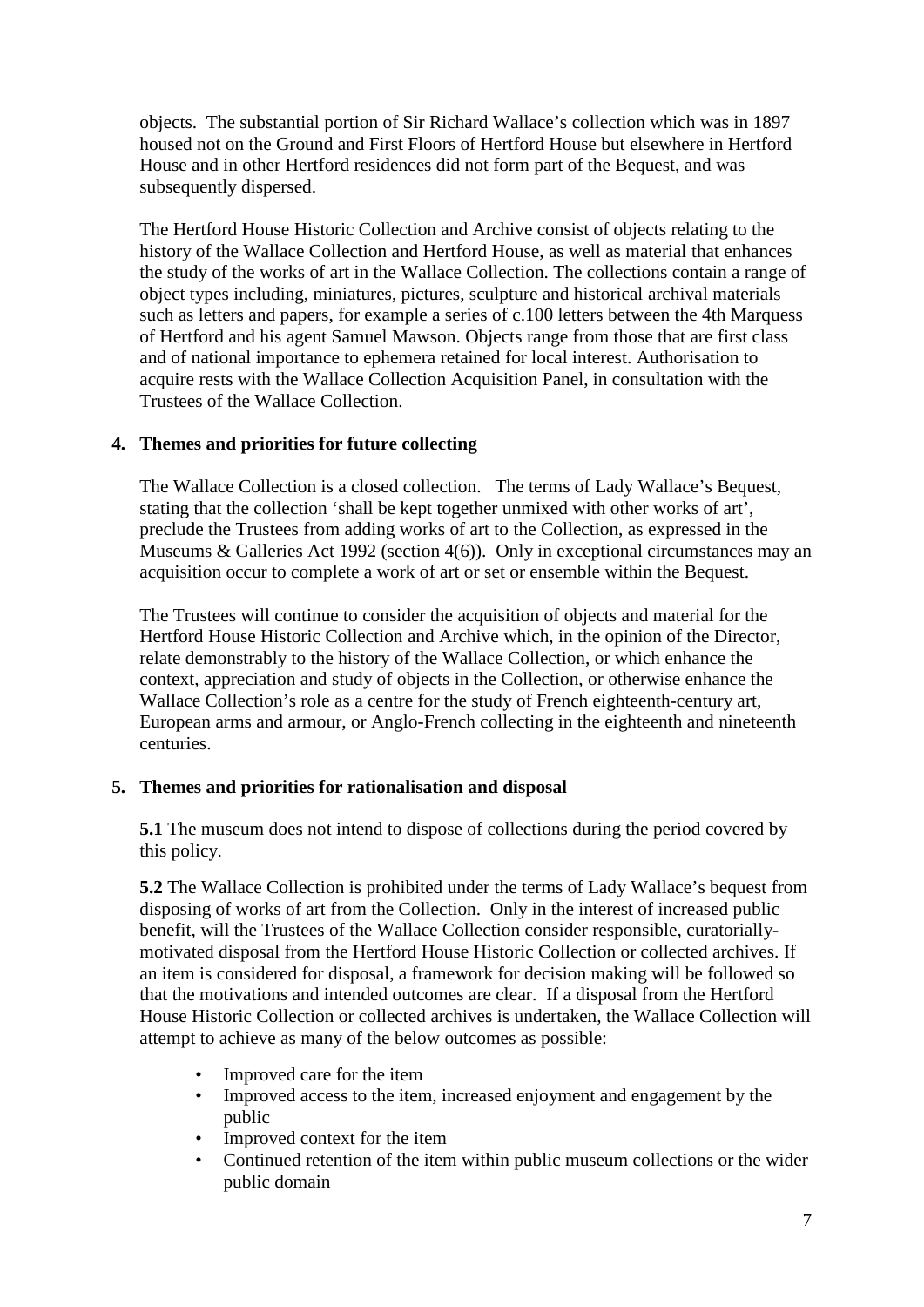objects. The substantial portion of Sir Richard Wallace's collection which was in 1897 housed not on the Ground and First Floors of Hertford House but elsewhere in Hertford House and in other Hertford residences did not form part of the Bequest, and was subsequently dispersed.

The Hertford House Historic Collection and Archive consist of objects relating to the history of the Wallace Collection and Hertford House, as well as material that enhances the study of the works of art in the Wallace Collection. The collections contain a range of object types including, miniatures, pictures, sculpture and historical archival materials such as letters and papers, for example a series of c.100 letters between the 4th Marquess of Hertford and his agent Samuel Mawson. Objects range from those that are first class and of national importance to ephemera retained for local interest. Authorisation to acquire rests with the Wallace Collection Acquisition Panel, in consultation with the Trustees of the Wallace Collection.

## 4. Themes and priorities for future collecting

The Wallace Collection is a closed collection. The terms of Lady Wallace's Bequest, stating that the collection 'shall be kept together unmixed with other works of art', preclude the Trustees from adding works of art to the Collection, as expressed in the Museums & Galleries Act 1992 (section 4(6)). Only in exceptional circumstances may an acquisition occur to complete a work of art or set or ensemble within the Bequest.

The Trustees will continue to consider the acquisition of objects and material for the Hertford House Historic Collection and Archive which, in the opinion of the Director, relate demonstrably to the history of the Wallace Collection, or which enhance the context, appreciation and study of objects in the Collection, or otherwise enhance the Wallace Collection's role as a centre for the study of French eighteenth-century art, European arms and armour, or Anglo-French collecting in the eighteenth and nineteenth centuries.

## 5. Themes and priorities for rationalisation and disposal

**5.1** The museum does not intend to dispose of collections during the period covered by this policy.

**5.2** The Wallace Collection is prohibited under the terms of Lady Wallace's bequest from disposing of works of art from the Collection. Only in the interest of increased public benefit, will the Trustees of the Wallace Collection consider responsible, curatorially-motivated disposal from the Hertford House Historic Collection or collected archives. If an item is considered for disposal, a framework for decision making will be followed so that the motivations and intended outcomes are clear. If a disposal from the Hertford House Historic Collection or collected archives is undertaken, the Wallace Collection will attempt to achieve as many of the below outcomes as possible:

- Improved care for the item
- Improved access to the item, increased enjoyment and engagement by the public
- Improved context for the item
- Continued retention of the item within public museum collections or the wider public domain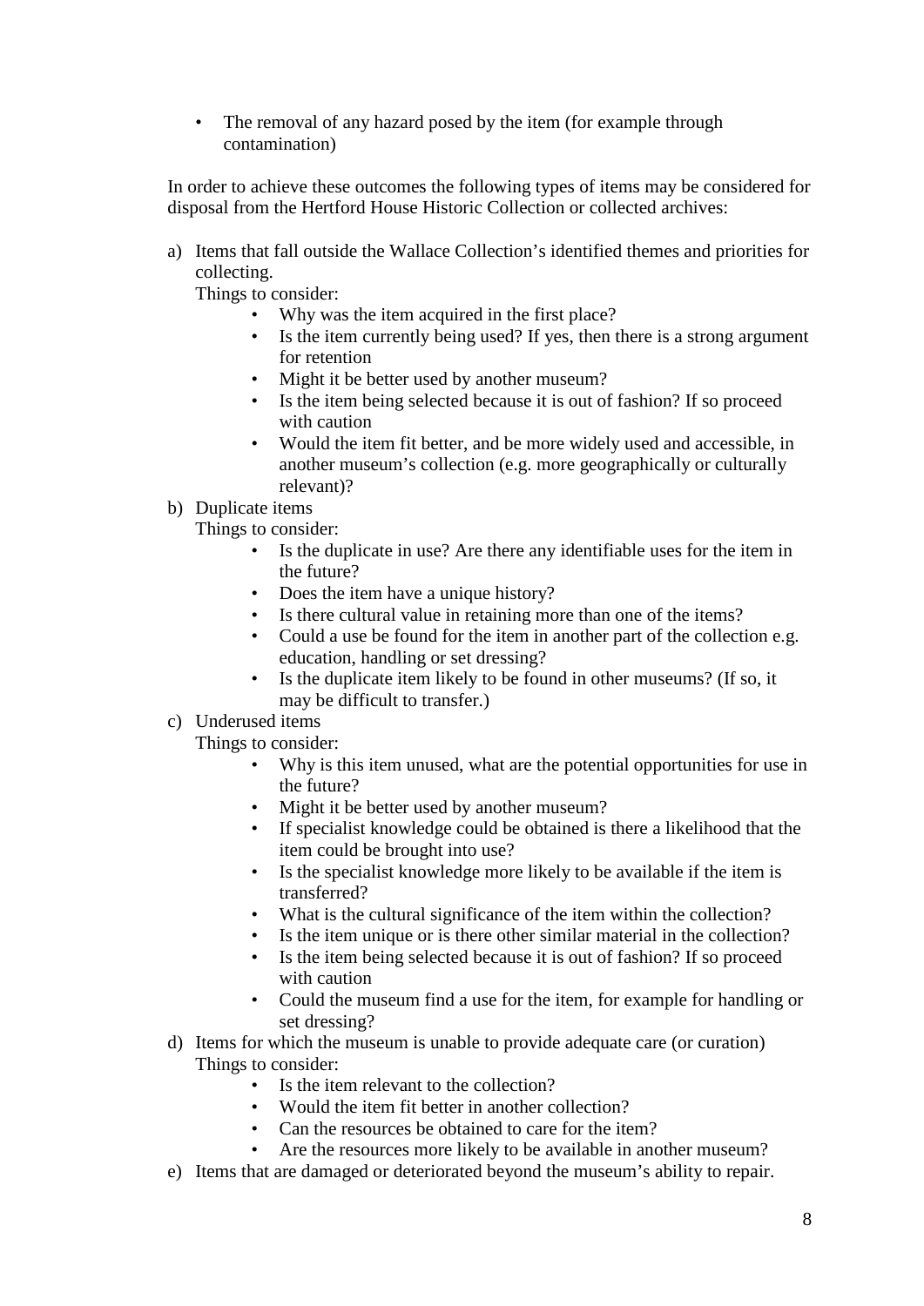- The removal of any hazard posed by the item (for example through contamination)

In order to achieve these outcomes the following types of items may be considered for disposal from the Hertford House Historic Collection or collected archives:

a) Items that fall outside the Wallace Collection's identified themes and priorities for collecting.
   Things to consider:
   - Why was the item acquired in the first place?
   - Is the item currently being used? If yes, then there is a strong argument for retention
   - Might it be better used by another museum?
   - Is the item being selected because it is out of fashion? If so proceed with caution
   - Would the item fit better, and be more widely used and accessible, in another museum's collection (e.g. more geographically or culturally relevant)?
b) Duplicate items
   Things to consider:
   - Is the duplicate in use? Are there any identifiable uses for the item in the future?
   - Does the item have a unique history?
   - Is there cultural value in retaining more than one of the items?
   - Could a use be found for the item in another part of the collection e.g. education, handling or set dressing?
   - Is the duplicate item likely to be found in other museums? (If so, it may be difficult to transfer.)
c) Underused items
   Things to consider:
   - Why is this item unused, what are the potential opportunities for use in the future?
   - Might it be better used by another museum?
   - If specialist knowledge could be obtained is there a likelihood that the item could be brought into use?
   - Is the specialist knowledge more likely to be available if the item is transferred?
   - What is the cultural significance of the item within the collection?
   - Is the item unique or is there other similar material in the collection?
   - Is the item being selected because it is out of fashion? If so proceed with caution
   - Could the museum find a use for the item, for example for handling or set dressing?
d) Items for which the museum is unable to provide adequate care (or curation)
   Things to consider:
   - Is the item relevant to the collection?
   - Would the item fit better in another collection?
   - Can the resources be obtained to care for the item?
   - Are the resources more likely to be available in another museum?
e) Items that are damaged or deteriorated beyond the museum's ability to repair.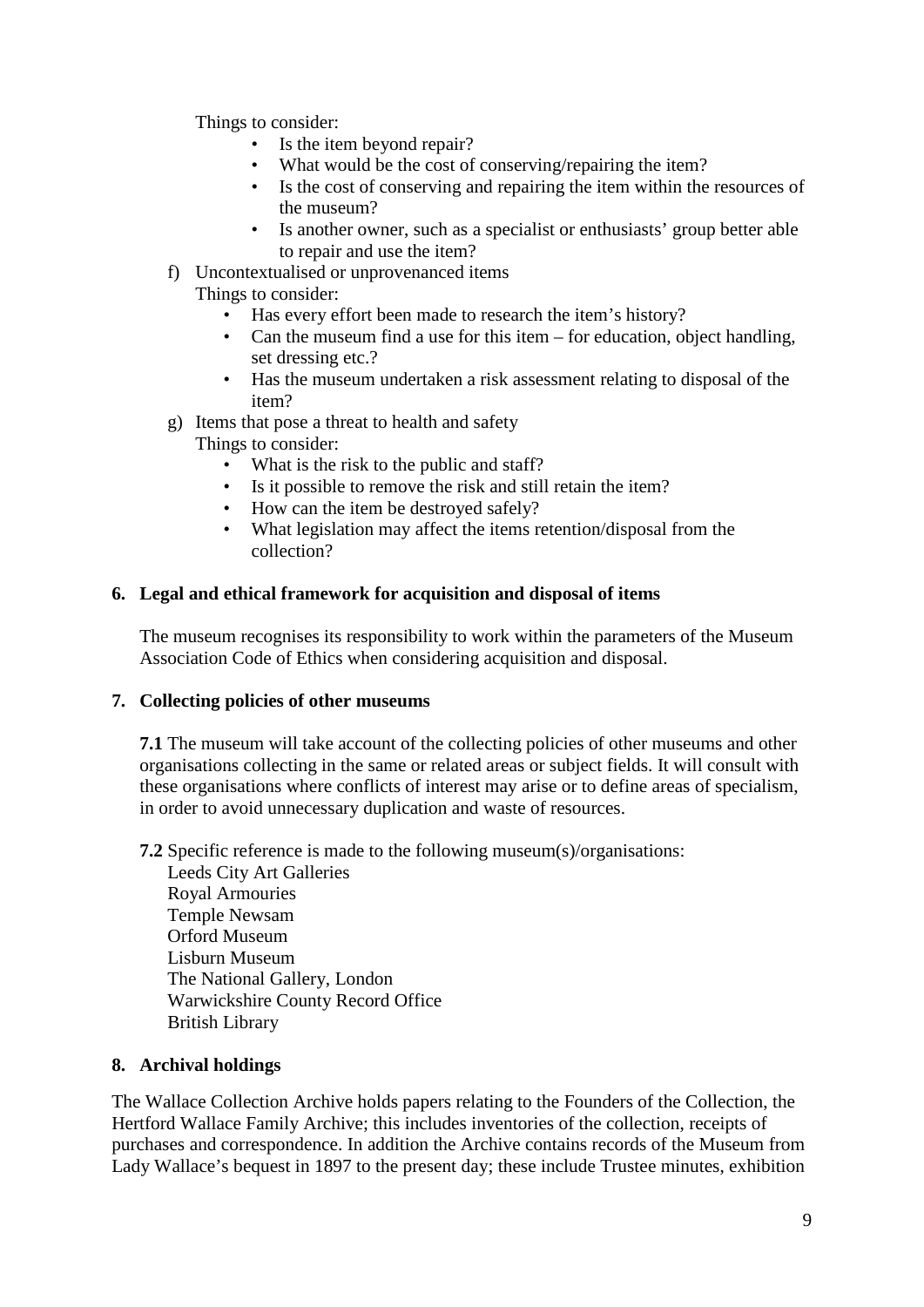Things to consider:

- Is the item beyond repair?
- What would be the cost of conserving/repairing the item?
- Is the cost of conserving and repairing the item within the resources of the museum?
- Is another owner, such as a specialist or enthusiasts' group better able to repair and use the item?

f) Uncontextualised or unprovenanced items

Things to consider:

- Has every effort been made to research the item's history?
- Can the museum find a use for this item – for education, object handling, set dressing etc.?
- Has the museum undertaken a risk assessment relating to disposal of the item?

g) Items that pose a threat to health and safety

Things to consider:

- What is the risk to the public and staff?
- Is it possible to remove the risk and still retain the item?
- How can the item be destroyed safely?
- What legislation may affect the items retention/disposal from the collection?

## 6. Legal and ethical framework for acquisition and disposal of items

The museum recognises its responsibility to work within the parameters of the Museum Association Code of Ethics when considering acquisition and disposal.

## 7. Collecting policies of other museums

**7.1** The museum will take account of the collecting policies of other museums and other organisations collecting in the same or related areas or subject fields. It will consult with these organisations where conflicts of interest may arise or to define areas of specialism, in order to avoid unnecessary duplication and waste of resources.

**7.2** Specific reference is made to the following museum(s)/organisations:

Leeds City Art Galleries
Royal Armouries
Temple Newsam
Orford Museum
Lisburn Museum
The National Gallery, London
Warwickshire County Record Office
British Library

## 8. Archival holdings

The Wallace Collection Archive holds papers relating to the Founders of the Collection, the Hertford Wallace Family Archive; this includes inventories of the collection, receipts of purchases and correspondence. In addition the Archive contains records of the Museum from Lady Wallace's bequest in 1897 to the present day; these include Trustee minutes, exhibition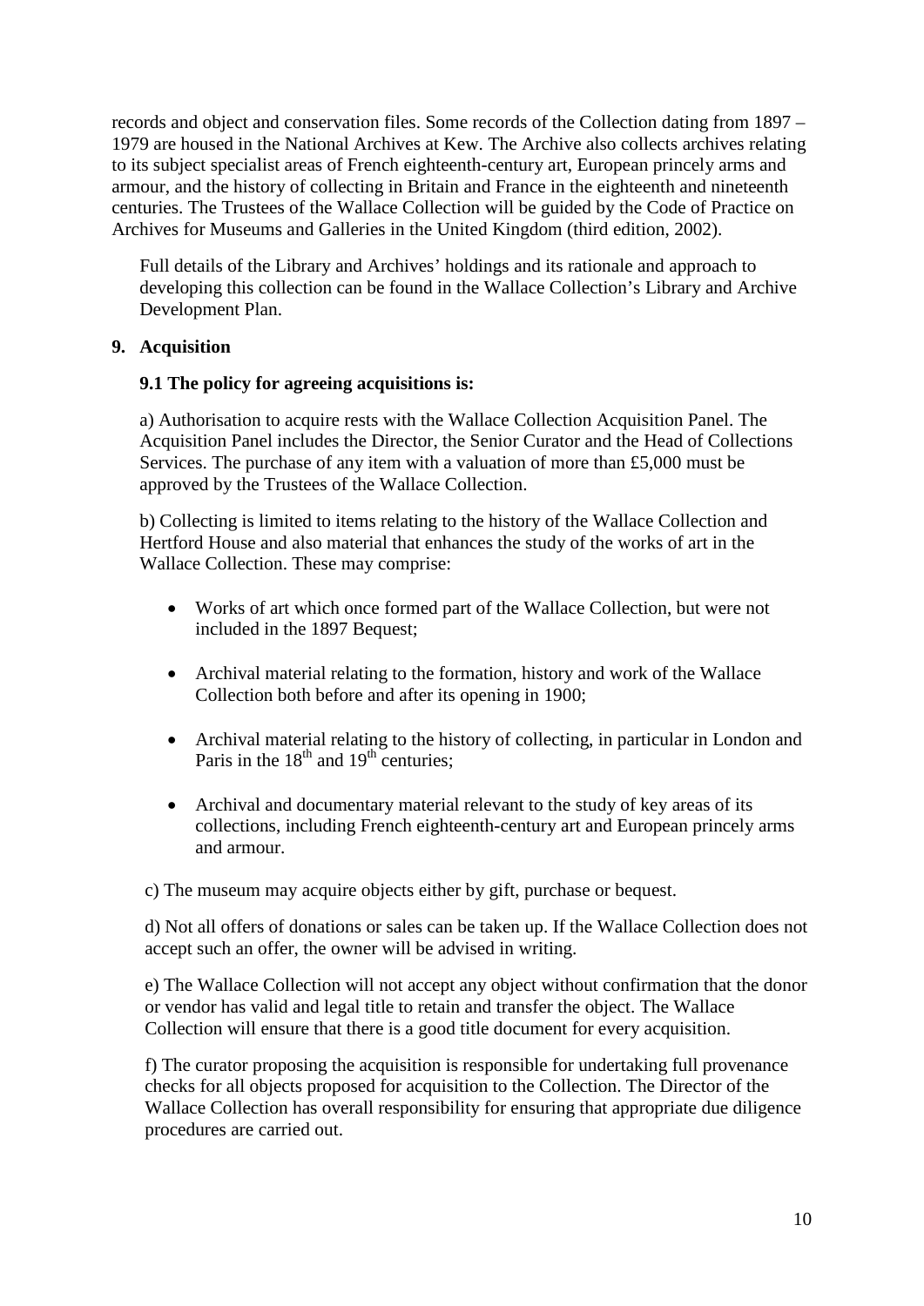records and object and conservation files. Some records of the Collection dating from 1897 – 1979 are housed in the National Archives at Kew. The Archive also collects archives relating to its subject specialist areas of French eighteenth-century art, European princely arms and armour, and the history of collecting in Britain and France in the eighteenth and nineteenth centuries. The Trustees of the Wallace Collection will be guided by the Code of Practice on Archives for Museums and Galleries in the United Kingdom (third edition, 2002).

Full details of the Library and Archives' holdings and its rationale and approach to developing this collection can be found in the Wallace Collection's Library and Archive Development Plan.

## 9. Acquisition

### 9.1 The policy for agreeing acquisitions is:

a) Authorisation to acquire rests with the Wallace Collection Acquisition Panel. The Acquisition Panel includes the Director, the Senior Curator and the Head of Collections Services. The purchase of any item with a valuation of more than £5,000 must be approved by the Trustees of the Wallace Collection.

b) Collecting is limited to items relating to the history of the Wallace Collection and Hertford House and also material that enhances the study of the works of art in the Wallace Collection. These may comprise:

- Works of art which once formed part of the Wallace Collection, but were not included in the 1897 Bequest;
- Archival material relating to the formation, history and work of the Wallace Collection both before and after its opening in 1900;
- Archival material relating to the history of collecting, in particular in London and Paris in the 18th and 19th centuries;
- Archival and documentary material relevant to the study of key areas of its collections, including French eighteenth-century art and European princely arms and armour.

c) The museum may acquire objects either by gift, purchase or bequest.

d) Not all offers of donations or sales can be taken up. If the Wallace Collection does not accept such an offer, the owner will be advised in writing.

e) The Wallace Collection will not accept any object without confirmation that the donor or vendor has valid and legal title to retain and transfer the object. The Wallace Collection will ensure that there is a good title document for every acquisition.

f) The curator proposing the acquisition is responsible for undertaking full provenance checks for all objects proposed for acquisition to the Collection. The Director of the Wallace Collection has overall responsibility for ensuring that appropriate due diligence procedures are carried out.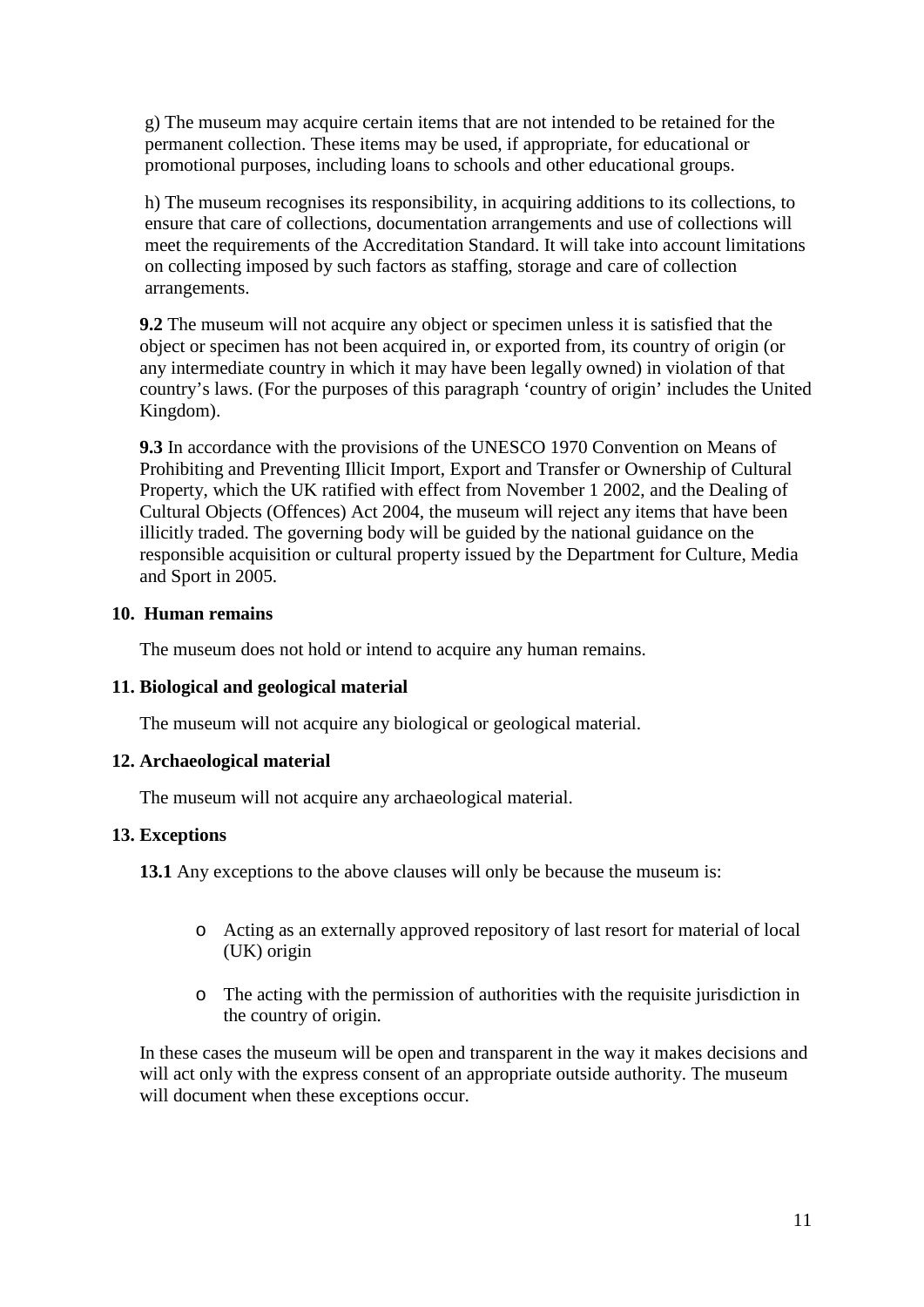g) The museum may acquire certain items that are not intended to be retained for the permanent collection. These items may be used, if appropriate, for educational or promotional purposes, including loans to schools and other educational groups.

h) The museum recognises its responsibility, in acquiring additions to its collections, to ensure that care of collections, documentation arrangements and use of collections will meet the requirements of the Accreditation Standard. It will take into account limitations on collecting imposed by such factors as staffing, storage and care of collection arrangements.

**9.2** The museum will not acquire any object or specimen unless it is satisfied that the object or specimen has not been acquired in, or exported from, its country of origin (or any intermediate country in which it may have been legally owned) in violation of that country's laws. (For the purposes of this paragraph 'country of origin' includes the United Kingdom).

**9.3** In accordance with the provisions of the UNESCO 1970 Convention on Means of Prohibiting and Preventing Illicit Import, Export and Transfer or Ownership of Cultural Property, which the UK ratified with effect from November 1 2002, and the Dealing of Cultural Objects (Offences) Act 2004, the museum will reject any items that have been illicitly traded. The governing body will be guided by the national guidance on the responsible acquisition or cultural property issued by the Department for Culture, Media and Sport in 2005.

## 10. Human remains

The museum does not hold or intend to acquire any human remains.

## 11. Biological and geological material

The museum will not acquire any biological or geological material.

## 12. Archaeological material

The museum will not acquire any archaeological material.

## 13. Exceptions

**13.1** Any exceptions to the above clauses will only be because the museum is:

- Acting as an externally approved repository of last resort for material of local (UK) origin
- The acting with the permission of authorities with the requisite jurisdiction in the country of origin.

In these cases the museum will be open and transparent in the way it makes decisions and will act only with the express consent of an appropriate outside authority. The museum will document when these exceptions occur.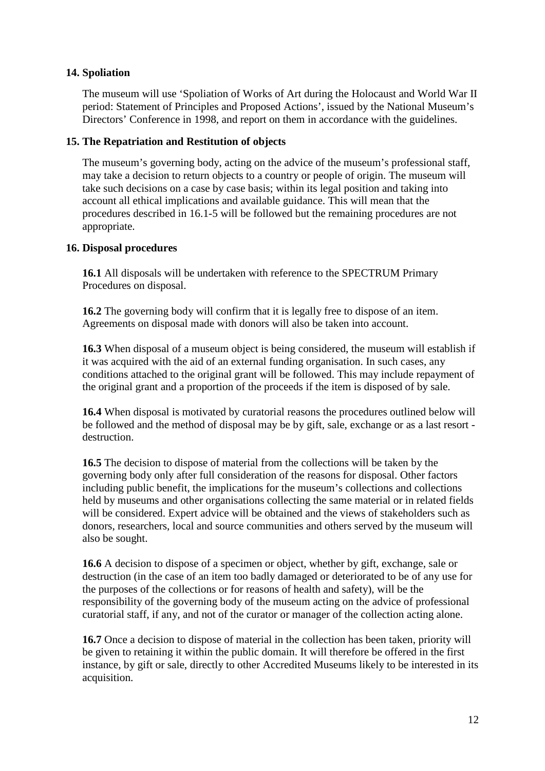## 14. Spoliation

The museum will use ‘Spoliation of Works of Art during the Holocaust and World War II period: Statement of Principles and Proposed Actions’, issued by the National Museum’s Directors’ Conference in 1998, and report on them in accordance with the guidelines.

## 15. The Repatriation and Restitution of objects

The museum’s governing body, acting on the advice of the museum’s professional staff, may take a decision to return objects to a country or people of origin. The museum will take such decisions on a case by case basis; within its legal position and taking into account all ethical implications and available guidance. This will mean that the procedures described in 16.1-5 will be followed but the remaining procedures are not appropriate.

## 16. Disposal procedures

**16.1** All disposals will be undertaken with reference to the SPECTRUM Primary Procedures on disposal.

**16.2** The governing body will confirm that it is legally free to dispose of an item. Agreements on disposal made with donors will also be taken into account.

**16.3** When disposal of a museum object is being considered, the museum will establish if it was acquired with the aid of an external funding organisation. In such cases, any conditions attached to the original grant will be followed. This may include repayment of the original grant and a proportion of the proceeds if the item is disposed of by sale.

**16.4** When disposal is motivated by curatorial reasons the procedures outlined below will be followed and the method of disposal may be by gift, sale, exchange or as a last resort - destruction.

**16.5** The decision to dispose of material from the collections will be taken by the governing body only after full consideration of the reasons for disposal. Other factors including public benefit, the implications for the museum’s collections and collections held by museums and other organisations collecting the same material or in related fields will be considered. Expert advice will be obtained and the views of stakeholders such as donors, researchers, local and source communities and others served by the museum will also be sought.

**16.6** A decision to dispose of a specimen or object, whether by gift, exchange, sale or destruction (in the case of an item too badly damaged or deteriorated to be of any use for the purposes of the collections or for reasons of health and safety), will be the responsibility of the governing body of the museum acting on the advice of professional curatorial staff, if any, and not of the curator or manager of the collection acting alone.

**16.7** Once a decision to dispose of material in the collection has been taken, priority will be given to retaining it within the public domain. It will therefore be offered in the first instance, by gift or sale, directly to other Accredited Museums likely to be interested in its acquisition.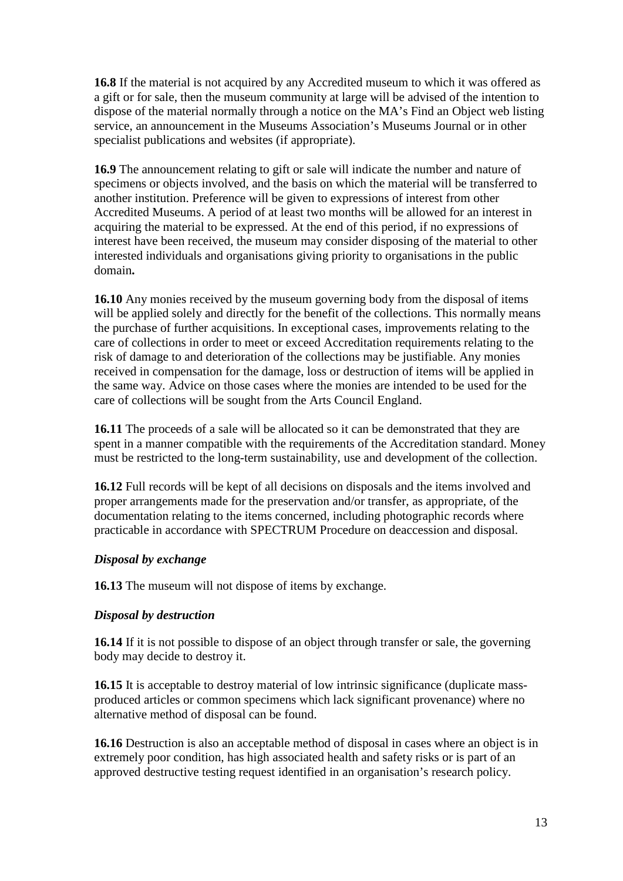**16.8** If the material is not acquired by any Accredited museum to which it was offered as a gift or for sale, then the museum community at large will be advised of the intention to dispose of the material normally through a notice on the MA's Find an Object web listing service, an announcement in the Museums Association's Museums Journal or in other specialist publications and websites (if appropriate).

**16.9** The announcement relating to gift or sale will indicate the number and nature of specimens or objects involved, and the basis on which the material will be transferred to another institution. Preference will be given to expressions of interest from other Accredited Museums. A period of at least two months will be allowed for an interest in acquiring the material to be expressed. At the end of this period, if no expressions of interest have been received, the museum may consider disposing of the material to other interested individuals and organisations giving priority to organisations in the public domain**.**

**16.10** Any monies received by the museum governing body from the disposal of items will be applied solely and directly for the benefit of the collections. This normally means the purchase of further acquisitions. In exceptional cases, improvements relating to the care of collections in order to meet or exceed Accreditation requirements relating to the risk of damage to and deterioration of the collections may be justifiable. Any monies received in compensation for the damage, loss or destruction of items will be applied in the same way. Advice on those cases where the monies are intended to be used for the care of collections will be sought from the Arts Council England.

**16.11** The proceeds of a sale will be allocated so it can be demonstrated that they are spent in a manner compatible with the requirements of the Accreditation standard. Money must be restricted to the long-term sustainability, use and development of the collection.

**16.12** Full records will be kept of all decisions on disposals and the items involved and proper arrangements made for the preservation and/or transfer, as appropriate, of the documentation relating to the items concerned, including photographic records where practicable in accordance with SPECTRUM Procedure on deaccession and disposal.

***Disposal by exchange***

**16.13** The museum will not dispose of items by exchange.

***Disposal by destruction***

**16.14** If it is not possible to dispose of an object through transfer or sale, the governing body may decide to destroy it.

**16.15** It is acceptable to destroy material of low intrinsic significance (duplicate mass-produced articles or common specimens which lack significant provenance) where no alternative method of disposal can be found.

**16.16** Destruction is also an acceptable method of disposal in cases where an object is in extremely poor condition, has high associated health and safety risks or is part of an approved destructive testing request identified in an organisation's research policy.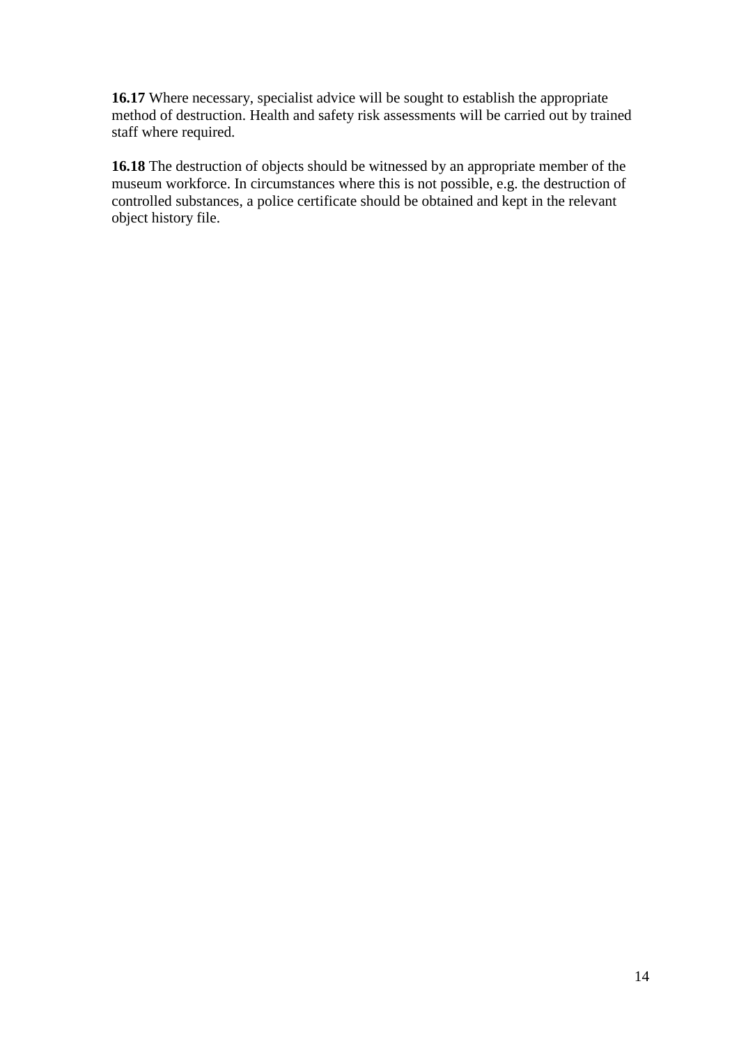**16.17** Where necessary, specialist advice will be sought to establish the appropriate method of destruction. Health and safety risk assessments will be carried out by trained staff where required.

**16.18** The destruction of objects should be witnessed by an appropriate member of the museum workforce. In circumstances where this is not possible, e.g. the destruction of controlled substances, a police certificate should be obtained and kept in the relevant object history file.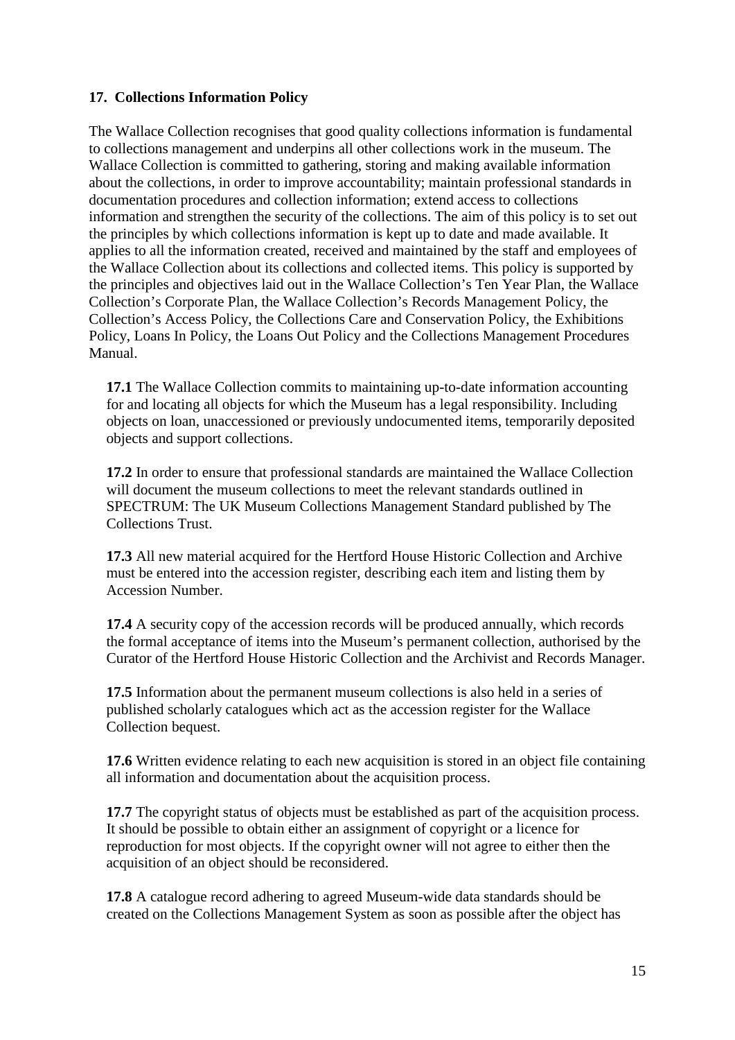**17. Collections Information Policy**

The Wallace Collection recognises that good quality collections information is fundamental to collections management and underpins all other collections work in the museum. The Wallace Collection is committed to gathering, storing and making available information about the collections, in order to improve accountability; maintain professional standards in documentation procedures and collection information; extend access to collections information and strengthen the security of the collections. The aim of this policy is to set out the principles by which collections information is kept up to date and made available. It applies to all the information created, received and maintained by the staff and employees of the Wallace Collection about its collections and collected items. This policy is supported by the principles and objectives laid out in the Wallace Collection's Ten Year Plan, the Wallace Collection's Corporate Plan, the Wallace Collection's Records Management Policy, the Collection's Access Policy, the Collections Care and Conservation Policy, the Exhibitions Policy, Loans In Policy, the Loans Out Policy and the Collections Management Procedures Manual.

**17.1** The Wallace Collection commits to maintaining up-to-date information accounting for and locating all objects for which the Museum has a legal responsibility. Including objects on loan, unaccessioned or previously undocumented items, temporarily deposited objects and support collections.

**17.2** In order to ensure that professional standards are maintained the Wallace Collection will document the museum collections to meet the relevant standards outlined in SPECTRUM: The UK Museum Collections Management Standard published by The Collections Trust.

**17.3** All new material acquired for the Hertford House Historic Collection and Archive must be entered into the accession register, describing each item and listing them by Accession Number.

**17.4** A security copy of the accession records will be produced annually, which records the formal acceptance of items into the Museum's permanent collection, authorised by the Curator of the Hertford House Historic Collection and the Archivist and Records Manager.

**17.5** Information about the permanent museum collections is also held in a series of published scholarly catalogues which act as the accession register for the Wallace Collection bequest.

**17.6** Written evidence relating to each new acquisition is stored in an object file containing all information and documentation about the acquisition process.

**17.7** The copyright status of objects must be established as part of the acquisition process. It should be possible to obtain either an assignment of copyright or a licence for reproduction for most objects. If the copyright owner will not agree to either then the acquisition of an object should be reconsidered.

**17.8** A catalogue record adhering to agreed Museum-wide data standards should be created on the Collections Management System as soon as possible after the object has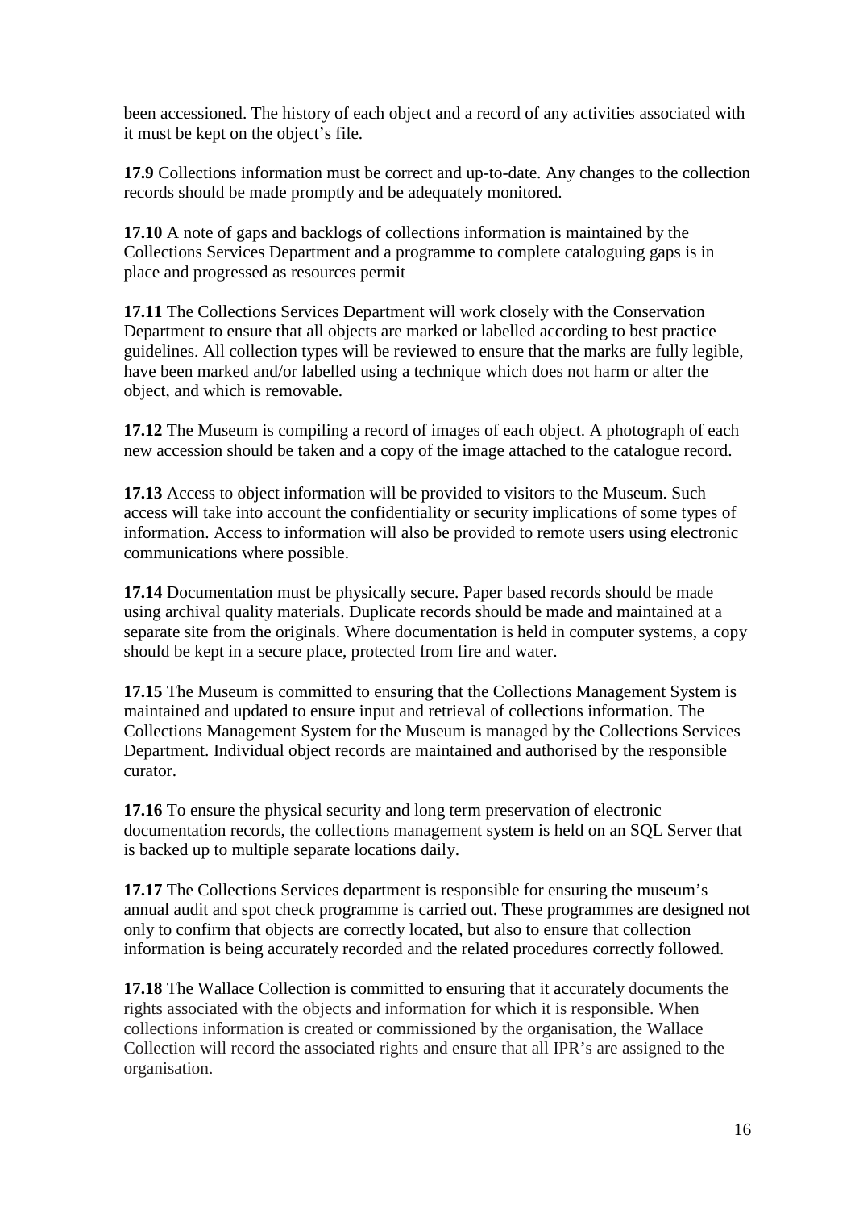been accessioned. The history of each object and a record of any activities associated with it must be kept on the object's file.

**17.9** Collections information must be correct and up-to-date. Any changes to the collection records should be made promptly and be adequately monitored.

**17.10** A note of gaps and backlogs of collections information is maintained by the Collections Services Department and a programme to complete cataloguing gaps is in place and progressed as resources permit

**17.11** The Collections Services Department will work closely with the Conservation Department to ensure that all objects are marked or labelled according to best practice guidelines. All collection types will be reviewed to ensure that the marks are fully legible, have been marked and/or labelled using a technique which does not harm or alter the object, and which is removable.

**17.12** The Museum is compiling a record of images of each object. A photograph of each new accession should be taken and a copy of the image attached to the catalogue record.

**17.13** Access to object information will be provided to visitors to the Museum. Such access will take into account the confidentiality or security implications of some types of information. Access to information will also be provided to remote users using electronic communications where possible.

**17.14** Documentation must be physically secure. Paper based records should be made using archival quality materials. Duplicate records should be made and maintained at a separate site from the originals. Where documentation is held in computer systems, a copy should be kept in a secure place, protected from fire and water.

**17.15** The Museum is committed to ensuring that the Collections Management System is maintained and updated to ensure input and retrieval of collections information. The Collections Management System for the Museum is managed by the Collections Services Department. Individual object records are maintained and authorised by the responsible curator.

**17.16** To ensure the physical security and long term preservation of electronic documentation records, the collections management system is held on an SQL Server that is backed up to multiple separate locations daily.

**17.17** The Collections Services department is responsible for ensuring the museum's annual audit and spot check programme is carried out. These programmes are designed not only to confirm that objects are correctly located, but also to ensure that collection information is being accurately recorded and the related procedures correctly followed.

**17.18** The Wallace Collection is committed to ensuring that it accurately documents the rights associated with the objects and information for which it is responsible. When collections information is created or commissioned by the organisation, the Wallace Collection will record the associated rights and ensure that all IPR's are assigned to the organisation.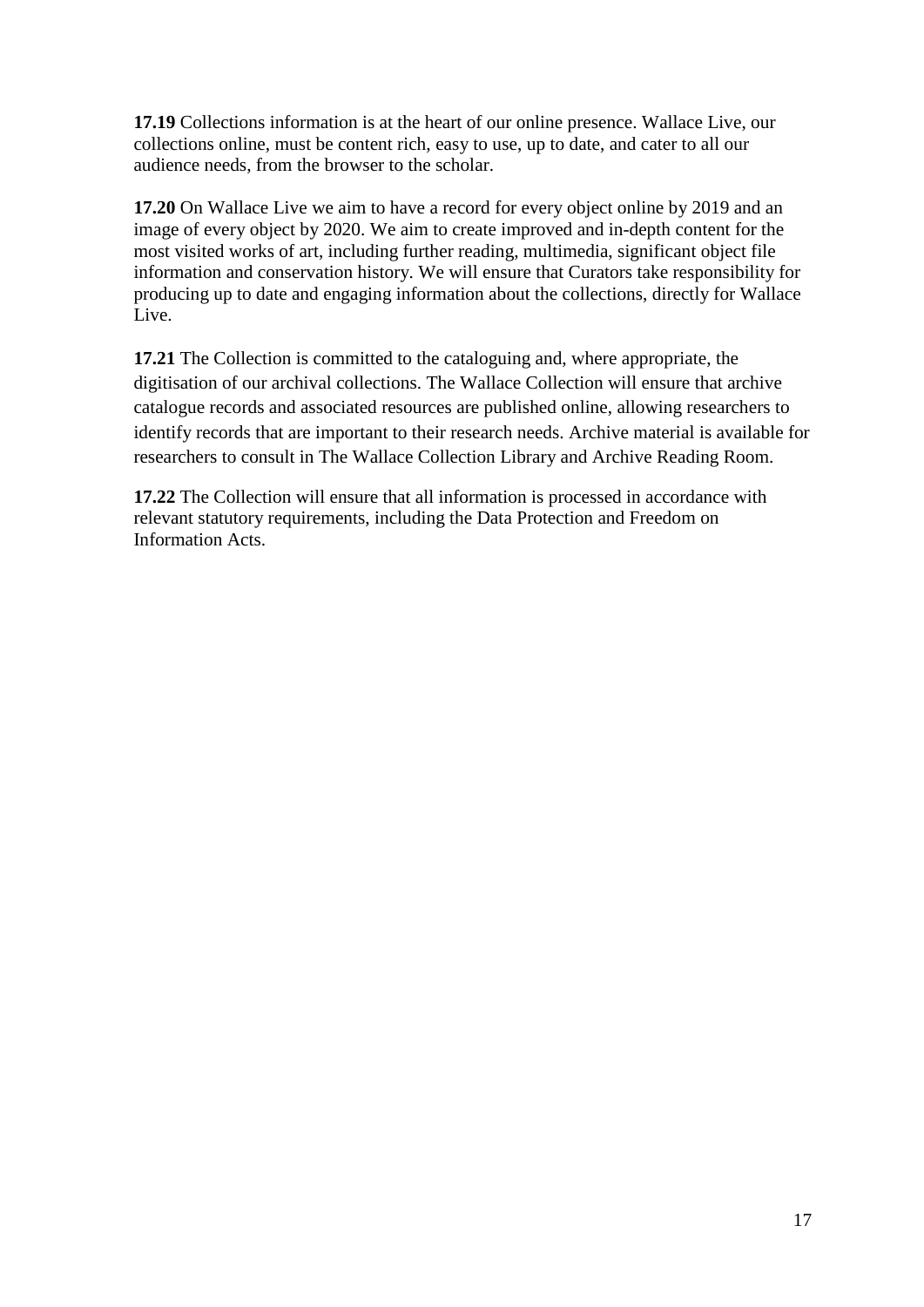**17.19** Collections information is at the heart of our online presence. Wallace Live, our collections online, must be content rich, easy to use, up to date, and cater to all our audience needs, from the browser to the scholar.

**17.20** On Wallace Live we aim to have a record for every object online by 2019 and an image of every object by 2020. We aim to create improved and in-depth content for the most visited works of art, including further reading, multimedia, significant object file information and conservation history. We will ensure that Curators take responsibility for producing up to date and engaging information about the collections, directly for Wallace Live.

**17.21** The Collection is committed to the cataloguing and, where appropriate, the digitisation of our archival collections. The Wallace Collection will ensure that archive catalogue records and associated resources are published online, allowing researchers to identify records that are important to their research needs. Archive material is available for researchers to consult in The Wallace Collection Library and Archive Reading Room.

**17.22** The Collection will ensure that all information is processed in accordance with relevant statutory requirements, including the Data Protection and Freedom on Information Acts.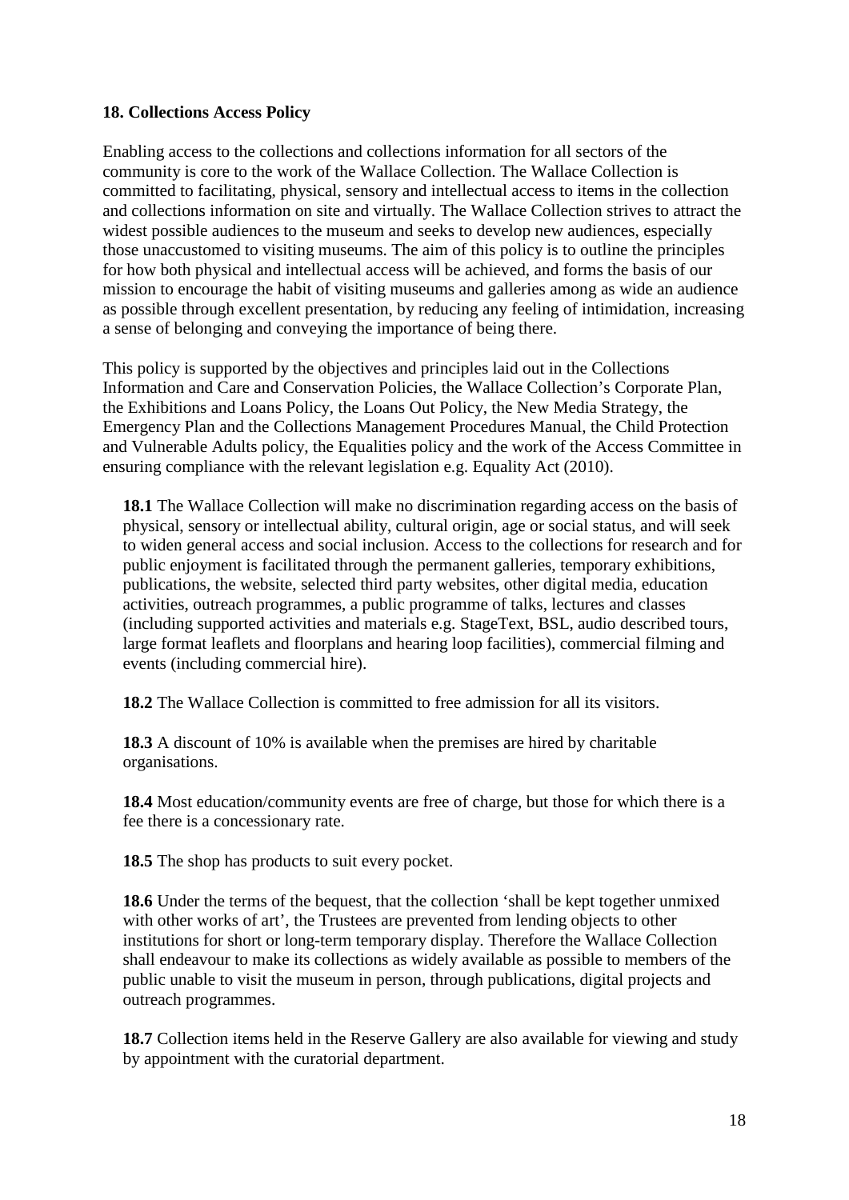## 18. Collections Access Policy

Enabling access to the collections and collections information for all sectors of the community is core to the work of the Wallace Collection. The Wallace Collection is committed to facilitating, physical, sensory and intellectual access to items in the collection and collections information on site and virtually. The Wallace Collection strives to attract the widest possible audiences to the museum and seeks to develop new audiences, especially those unaccustomed to visiting museums. The aim of this policy is to outline the principles for how both physical and intellectual access will be achieved, and forms the basis of our mission to encourage the habit of visiting museums and galleries among as wide an audience as possible through excellent presentation, by reducing any feeling of intimidation, increasing a sense of belonging and conveying the importance of being there.

This policy is supported by the objectives and principles laid out in the Collections Information and Care and Conservation Policies, the Wallace Collection's Corporate Plan, the Exhibitions and Loans Policy, the Loans Out Policy, the New Media Strategy, the Emergency Plan and the Collections Management Procedures Manual, the Child Protection and Vulnerable Adults policy, the Equalities policy and the work of the Access Committee in ensuring compliance with the relevant legislation e.g. Equality Act (2010).

**18.1** The Wallace Collection will make no discrimination regarding access on the basis of physical, sensory or intellectual ability, cultural origin, age or social status, and will seek to widen general access and social inclusion. Access to the collections for research and for public enjoyment is facilitated through the permanent galleries, temporary exhibitions, publications, the website, selected third party websites, other digital media, education activities, outreach programmes, a public programme of talks, lectures and classes (including supported activities and materials e.g. StageText, BSL, audio described tours, large format leaflets and floorplans and hearing loop facilities), commercial filming and events (including commercial hire).

**18.2** The Wallace Collection is committed to free admission for all its visitors.

**18.3** A discount of 10% is available when the premises are hired by charitable organisations.

**18.4** Most education/community events are free of charge, but those for which there is a fee there is a concessionary rate.

**18.5** The shop has products to suit every pocket.

**18.6** Under the terms of the bequest, that the collection 'shall be kept together unmixed with other works of art', the Trustees are prevented from lending objects to other institutions for short or long-term temporary display. Therefore the Wallace Collection shall endeavour to make its collections as widely available as possible to members of the public unable to visit the museum in person, through publications, digital projects and outreach programmes.

**18.7** Collection items held in the Reserve Gallery are also available for viewing and study by appointment with the curatorial department.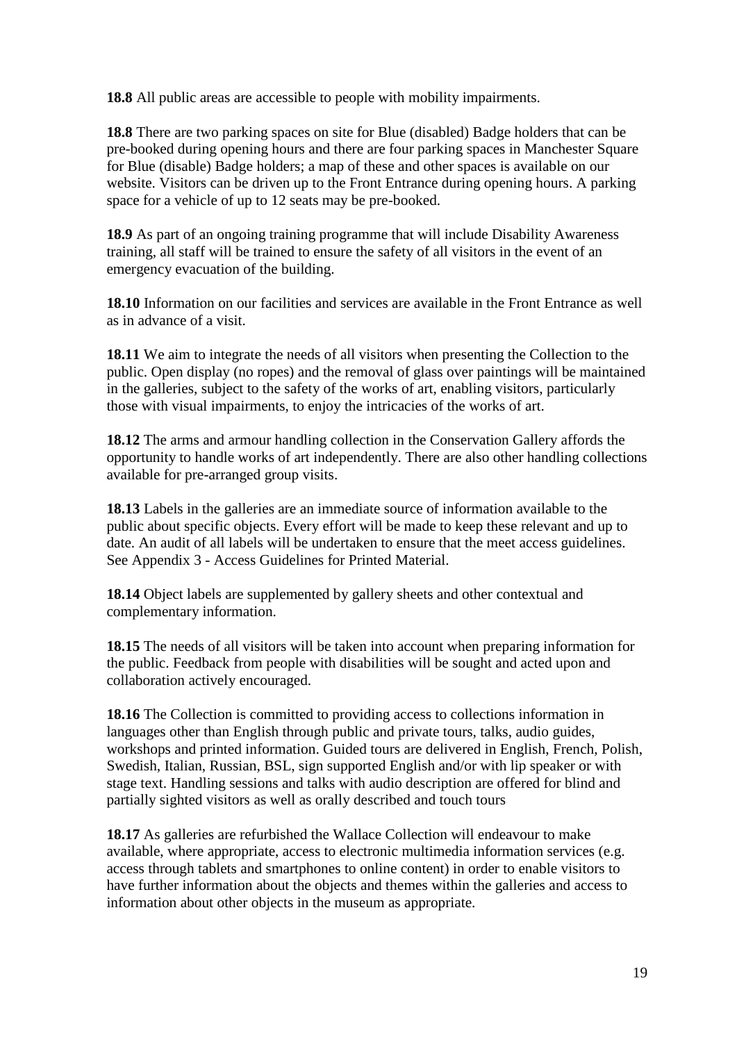**18.8** All public areas are accessible to people with mobility impairments.

**18.8** There are two parking spaces on site for Blue (disabled) Badge holders that can be pre-booked during opening hours and there are four parking spaces in Manchester Square for Blue (disable) Badge holders; a map of these and other spaces is available on our website. Visitors can be driven up to the Front Entrance during opening hours. A parking space for a vehicle of up to 12 seats may be pre-booked.

**18.9** As part of an ongoing training programme that will include Disability Awareness training, all staff will be trained to ensure the safety of all visitors in the event of an emergency evacuation of the building.

**18.10** Information on our facilities and services are available in the Front Entrance as well as in advance of a visit.

**18.11** We aim to integrate the needs of all visitors when presenting the Collection to the public. Open display (no ropes) and the removal of glass over paintings will be maintained in the galleries, subject to the safety of the works of art, enabling visitors, particularly those with visual impairments, to enjoy the intricacies of the works of art.

**18.12** The arms and armour handling collection in the Conservation Gallery affords the opportunity to handle works of art independently. There are also other handling collections available for pre-arranged group visits.

**18.13** Labels in the galleries are an immediate source of information available to the public about specific objects. Every effort will be made to keep these relevant and up to date. An audit of all labels will be undertaken to ensure that the meet access guidelines. See Appendix 3 - Access Guidelines for Printed Material.

**18.14** Object labels are supplemented by gallery sheets and other contextual and complementary information.

**18.15** The needs of all visitors will be taken into account when preparing information for the public. Feedback from people with disabilities will be sought and acted upon and collaboration actively encouraged.

**18.16** The Collection is committed to providing access to collections information in languages other than English through public and private tours, talks, audio guides, workshops and printed information. Guided tours are delivered in English, French, Polish, Swedish, Italian, Russian, BSL, sign supported English and/or with lip speaker or with stage text. Handling sessions and talks with audio description are offered for blind and partially sighted visitors as well as orally described and touch tours

**18.17** As galleries are refurbished the Wallace Collection will endeavour to make available, where appropriate, access to electronic multimedia information services (e.g. access through tablets and smartphones to online content) in order to enable visitors to have further information about the objects and themes within the galleries and access to information about other objects in the museum as appropriate.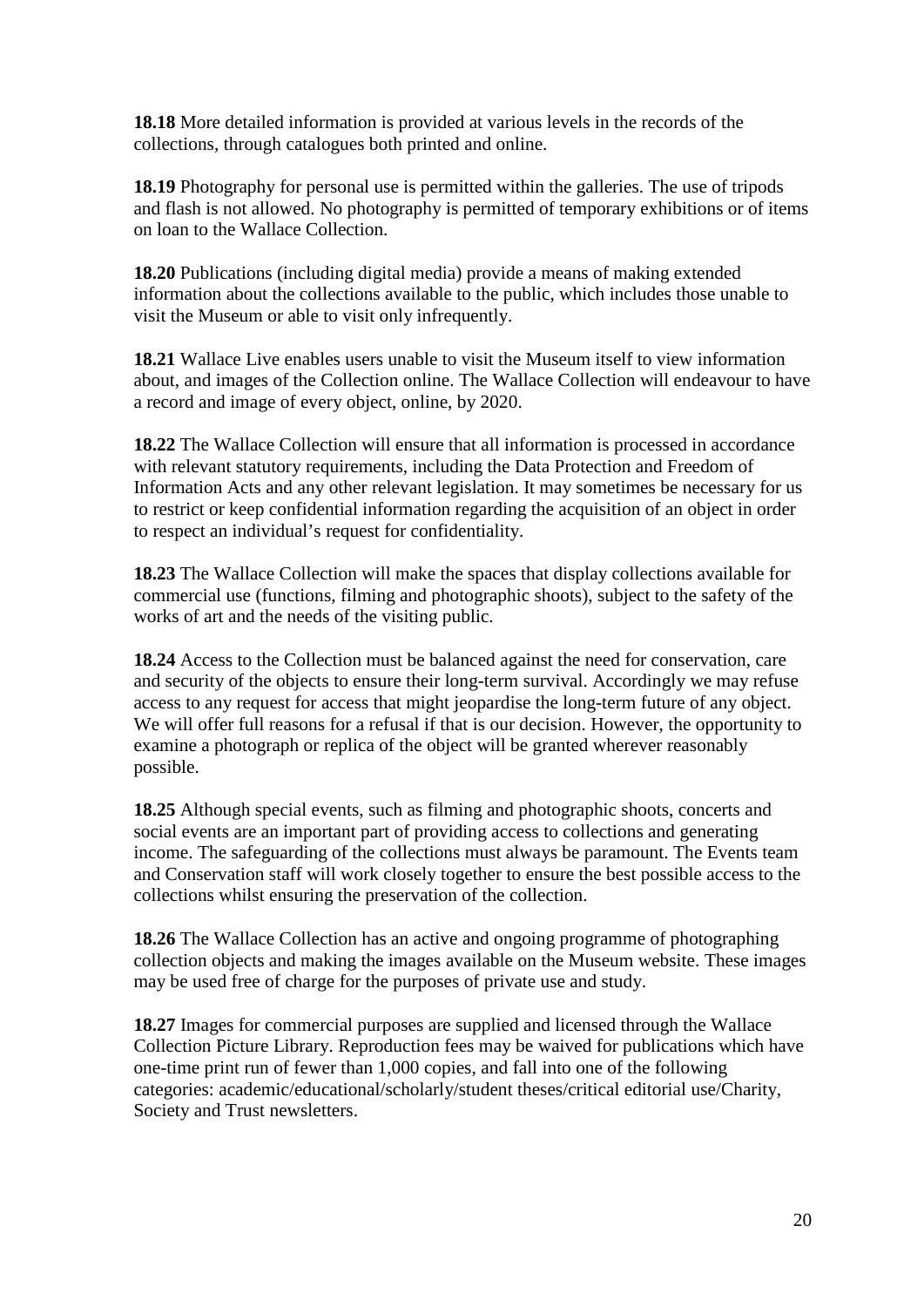**18.18** More detailed information is provided at various levels in the records of the collections, through catalogues both printed and online.

**18.19** Photography for personal use is permitted within the galleries. The use of tripods and flash is not allowed. No photography is permitted of temporary exhibitions or of items on loan to the Wallace Collection.

**18.20** Publications (including digital media) provide a means of making extended information about the collections available to the public, which includes those unable to visit the Museum or able to visit only infrequently.

**18.21** Wallace Live enables users unable to visit the Museum itself to view information about, and images of the Collection online. The Wallace Collection will endeavour to have a record and image of every object, online, by 2020.

**18.22** The Wallace Collection will ensure that all information is processed in accordance with relevant statutory requirements, including the Data Protection and Freedom of Information Acts and any other relevant legislation. It may sometimes be necessary for us to restrict or keep confidential information regarding the acquisition of an object in order to respect an individual's request for confidentiality.

**18.23** The Wallace Collection will make the spaces that display collections available for commercial use (functions, filming and photographic shoots), subject to the safety of the works of art and the needs of the visiting public.

**18.24** Access to the Collection must be balanced against the need for conservation, care and security of the objects to ensure their long-term survival. Accordingly we may refuse access to any request for access that might jeopardise the long-term future of any object. We will offer full reasons for a refusal if that is our decision. However, the opportunity to examine a photograph or replica of the object will be granted wherever reasonably possible.

**18.25** Although special events, such as filming and photographic shoots, concerts and social events are an important part of providing access to collections and generating income. The safeguarding of the collections must always be paramount. The Events team and Conservation staff will work closely together to ensure the best possible access to the collections whilst ensuring the preservation of the collection.

**18.26** The Wallace Collection has an active and ongoing programme of photographing collection objects and making the images available on the Museum website. These images may be used free of charge for the purposes of private use and study.

**18.27** Images for commercial purposes are supplied and licensed through the Wallace Collection Picture Library. Reproduction fees may be waived for publications which have one-time print run of fewer than 1,000 copies, and fall into one of the following categories: academic/educational/scholarly/student theses/critical editorial use/Charity, Society and Trust newsletters.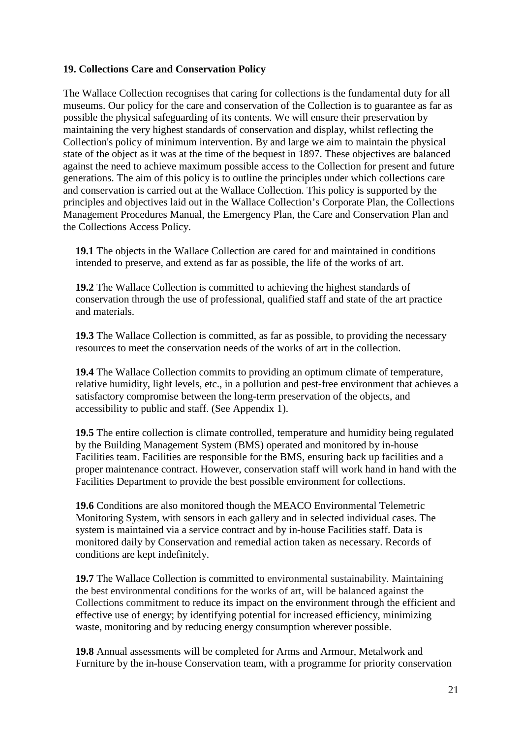**19. Collections Care and Conservation Policy**

The Wallace Collection recognises that caring for collections is the fundamental duty for all museums. Our policy for the care and conservation of the Collection is to guarantee as far as possible the physical safeguarding of its contents. We will ensure their preservation by maintaining the very highest standards of conservation and display, whilst reflecting the Collection's policy of minimum intervention. By and large we aim to maintain the physical state of the object as it was at the time of the bequest in 1897. These objectives are balanced against the need to achieve maximum possible access to the Collection for present and future generations. The aim of this policy is to outline the principles under which collections care and conservation is carried out at the Wallace Collection. This policy is supported by the principles and objectives laid out in the Wallace Collection's Corporate Plan, the Collections Management Procedures Manual, the Emergency Plan, the Care and Conservation Plan and the Collections Access Policy.

**19.1** The objects in the Wallace Collection are cared for and maintained in conditions intended to preserve, and extend as far as possible, the life of the works of art.

**19.2** The Wallace Collection is committed to achieving the highest standards of conservation through the use of professional, qualified staff and state of the art practice and materials.

**19.3** The Wallace Collection is committed, as far as possible, to providing the necessary resources to meet the conservation needs of the works of art in the collection.

**19.4** The Wallace Collection commits to providing an optimum climate of temperature, relative humidity, light levels, etc., in a pollution and pest-free environment that achieves a satisfactory compromise between the long-term preservation of the objects, and accessibility to public and staff. (See Appendix 1).

**19.5** The entire collection is climate controlled, temperature and humidity being regulated by the Building Management System (BMS) operated and monitored by in-house Facilities team. Facilities are responsible for the BMS, ensuring back up facilities and a proper maintenance contract. However, conservation staff will work hand in hand with the Facilities Department to provide the best possible environment for collections.

**19.6** Conditions are also monitored though the MEACO Environmental Telemetric Monitoring System, with sensors in each gallery and in selected individual cases. The system is maintained via a service contract and by in-house Facilities staff. Data is monitored daily by Conservation and remedial action taken as necessary. Records of conditions are kept indefinitely.

**19.7** The Wallace Collection is committed to environmental sustainability. Maintaining the best environmental conditions for the works of art, will be balanced against the Collections commitment to reduce its impact on the environment through the efficient and effective use of energy; by identifying potential for increased efficiency, minimizing waste, monitoring and by reducing energy consumption wherever possible.

**19.8** Annual assessments will be completed for Arms and Armour, Metalwork and Furniture by the in-house Conservation team, with a programme for priority conservation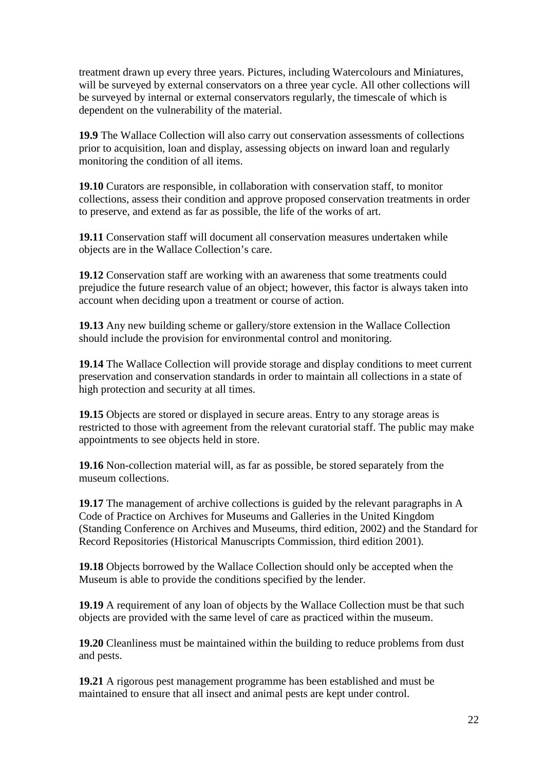treatment drawn up every three years. Pictures, including Watercolours and Miniatures, will be surveyed by external conservators on a three year cycle. All other collections will be surveyed by internal or external conservators regularly, the timescale of which is dependent on the vulnerability of the material.

**19.9** The Wallace Collection will also carry out conservation assessments of collections prior to acquisition, loan and display, assessing objects on inward loan and regularly monitoring the condition of all items.

**19.10** Curators are responsible, in collaboration with conservation staff, to monitor collections, assess their condition and approve proposed conservation treatments in order to preserve, and extend as far as possible, the life of the works of art.

**19.11** Conservation staff will document all conservation measures undertaken while objects are in the Wallace Collection's care.

**19.12** Conservation staff are working with an awareness that some treatments could prejudice the future research value of an object; however, this factor is always taken into account when deciding upon a treatment or course of action.

**19.13** Any new building scheme or gallery/store extension in the Wallace Collection should include the provision for environmental control and monitoring.

**19.14** The Wallace Collection will provide storage and display conditions to meet current preservation and conservation standards in order to maintain all collections in a state of high protection and security at all times.

**19.15** Objects are stored or displayed in secure areas. Entry to any storage areas is restricted to those with agreement from the relevant curatorial staff. The public may make appointments to see objects held in store.

**19.16** Non-collection material will, as far as possible, be stored separately from the museum collections.

**19.17** The management of archive collections is guided by the relevant paragraphs in A Code of Practice on Archives for Museums and Galleries in the United Kingdom (Standing Conference on Archives and Museums, third edition, 2002) and the Standard for Record Repositories (Historical Manuscripts Commission, third edition 2001).

**19.18** Objects borrowed by the Wallace Collection should only be accepted when the Museum is able to provide the conditions specified by the lender.

**19.19** A requirement of any loan of objects by the Wallace Collection must be that such objects are provided with the same level of care as practiced within the museum.

**19.20** Cleanliness must be maintained within the building to reduce problems from dust and pests.

**19.21** A rigorous pest management programme has been established and must be maintained to ensure that all insect and animal pests are kept under control.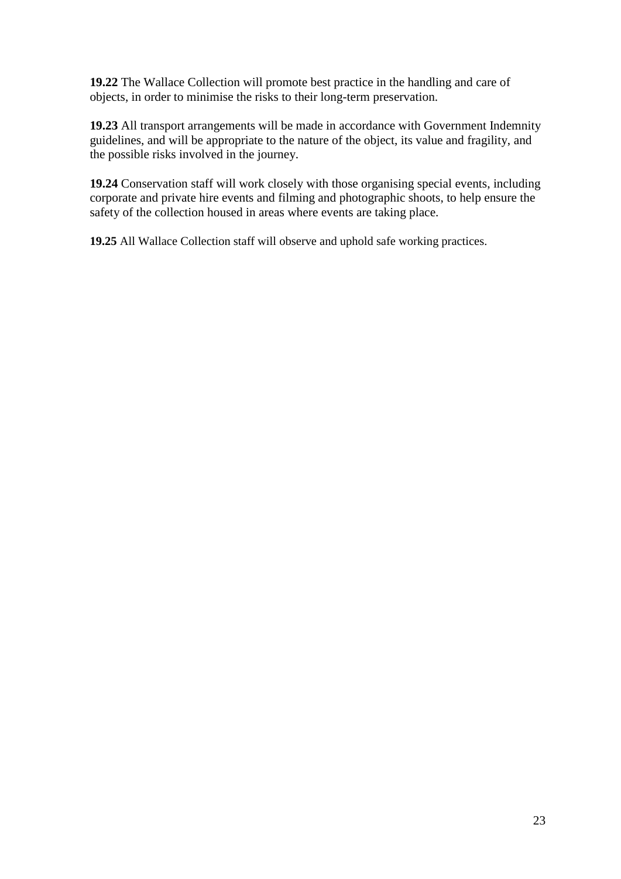**19.22** The Wallace Collection will promote best practice in the handling and care of objects, in order to minimise the risks to their long-term preservation.

**19.23** All transport arrangements will be made in accordance with Government Indemnity guidelines, and will be appropriate to the nature of the object, its value and fragility, and the possible risks involved in the journey.

**19.24** Conservation staff will work closely with those organising special events, including corporate and private hire events and filming and photographic shoots, to help ensure the safety of the collection housed in areas where events are taking place.

**19.25** All Wallace Collection staff will observe and uphold safe working practices.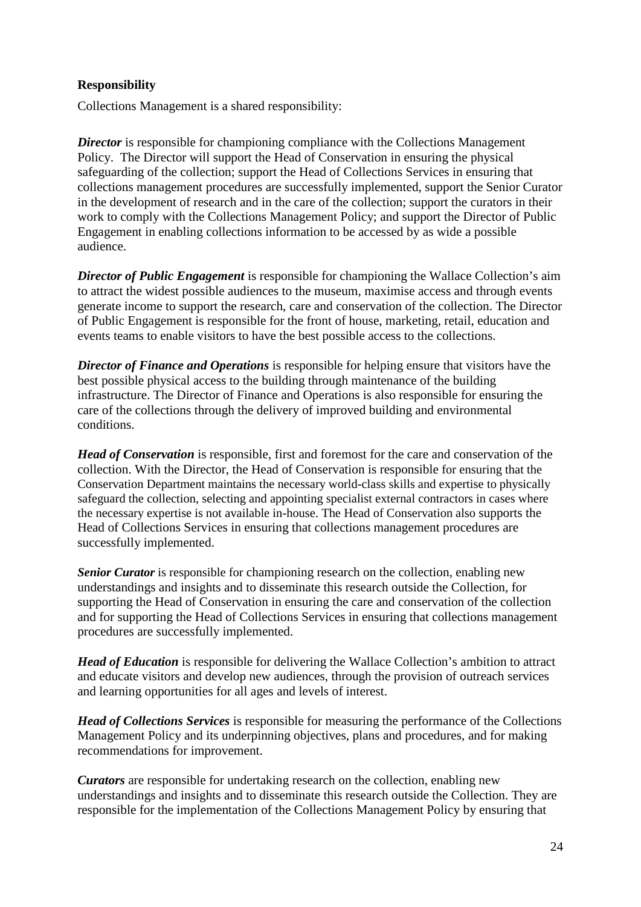**Responsibility**

Collections Management is a shared responsibility:

***Director*** is responsible for championing compliance with the Collections Management Policy. The Director will support the Head of Conservation in ensuring the physical safeguarding of the collection; support the Head of Collections Services in ensuring that collections management procedures are successfully implemented, support the Senior Curator in the development of research and in the care of the collection; support the curators in their work to comply with the Collections Management Policy; and support the Director of Public Engagement in enabling collections information to be accessed by as wide a possible audience.

***Director of Public Engagement*** is responsible for championing the Wallace Collection's aim to attract the widest possible audiences to the museum, maximise access and through events generate income to support the research, care and conservation of the collection. The Director of Public Engagement is responsible for the front of house, marketing, retail, education and events teams to enable visitors to have the best possible access to the collections.

***Director of Finance and Operations*** is responsible for helping ensure that visitors have the best possible physical access to the building through maintenance of the building infrastructure. The Director of Finance and Operations is also responsible for ensuring the care of the collections through the delivery of improved building and environmental conditions.

***Head of Conservation*** is responsible, first and foremost for the care and conservation of the collection. With the Director, the Head of Conservation is responsible for ensuring that the Conservation Department maintains the necessary world-class skills and expertise to physically safeguard the collection, selecting and appointing specialist external contractors in cases where the necessary expertise is not available in-house. The Head of Conservation also supports the Head of Collections Services in ensuring that collections management procedures are successfully implemented.

***Senior Curator*** is responsible for championing research on the collection, enabling new understandings and insights and to disseminate this research outside the Collection, for supporting the Head of Conservation in ensuring the care and conservation of the collection and for supporting the Head of Collections Services in ensuring that collections management procedures are successfully implemented.

***Head of Education*** is responsible for delivering the Wallace Collection's ambition to attract and educate visitors and develop new audiences, through the provision of outreach services and learning opportunities for all ages and levels of interest.

***Head of Collections Services*** is responsible for measuring the performance of the Collections Management Policy and its underpinning objectives, plans and procedures, and for making recommendations for improvement.

***Curators*** are responsible for undertaking research on the collection, enabling new understandings and insights and to disseminate this research outside the Collection. They are responsible for the implementation of the Collections Management Policy by ensuring that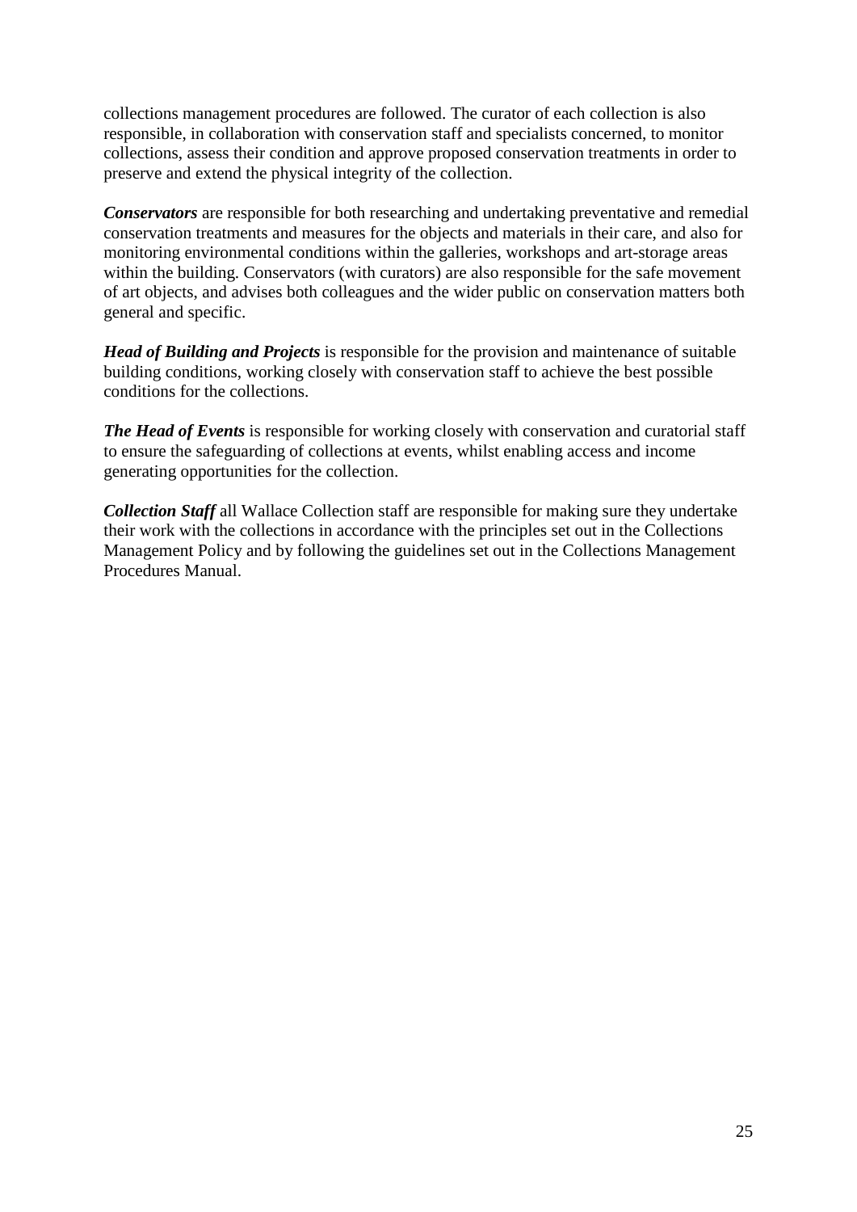collections management procedures are followed. The curator of each collection is also responsible, in collaboration with conservation staff and specialists concerned, to monitor collections, assess their condition and approve proposed conservation treatments in order to preserve and extend the physical integrity of the collection.

***Conservators*** are responsible for both researching and undertaking preventative and remedial conservation treatments and measures for the objects and materials in their care, and also for monitoring environmental conditions within the galleries, workshops and art-storage areas within the building. Conservators (with curators) are also responsible for the safe movement of art objects, and advises both colleagues and the wider public on conservation matters both general and specific.

***Head of Building and Projects*** is responsible for the provision and maintenance of suitable building conditions, working closely with conservation staff to achieve the best possible conditions for the collections.

***The Head of Events*** is responsible for working closely with conservation and curatorial staff to ensure the safeguarding of collections at events, whilst enabling access and income generating opportunities for the collection.

***Collection Staff*** all Wallace Collection staff are responsible for making sure they undertake their work with the collections in accordance with the principles set out in the Collections Management Policy and by following the guidelines set out in the Collections Management Procedures Manual.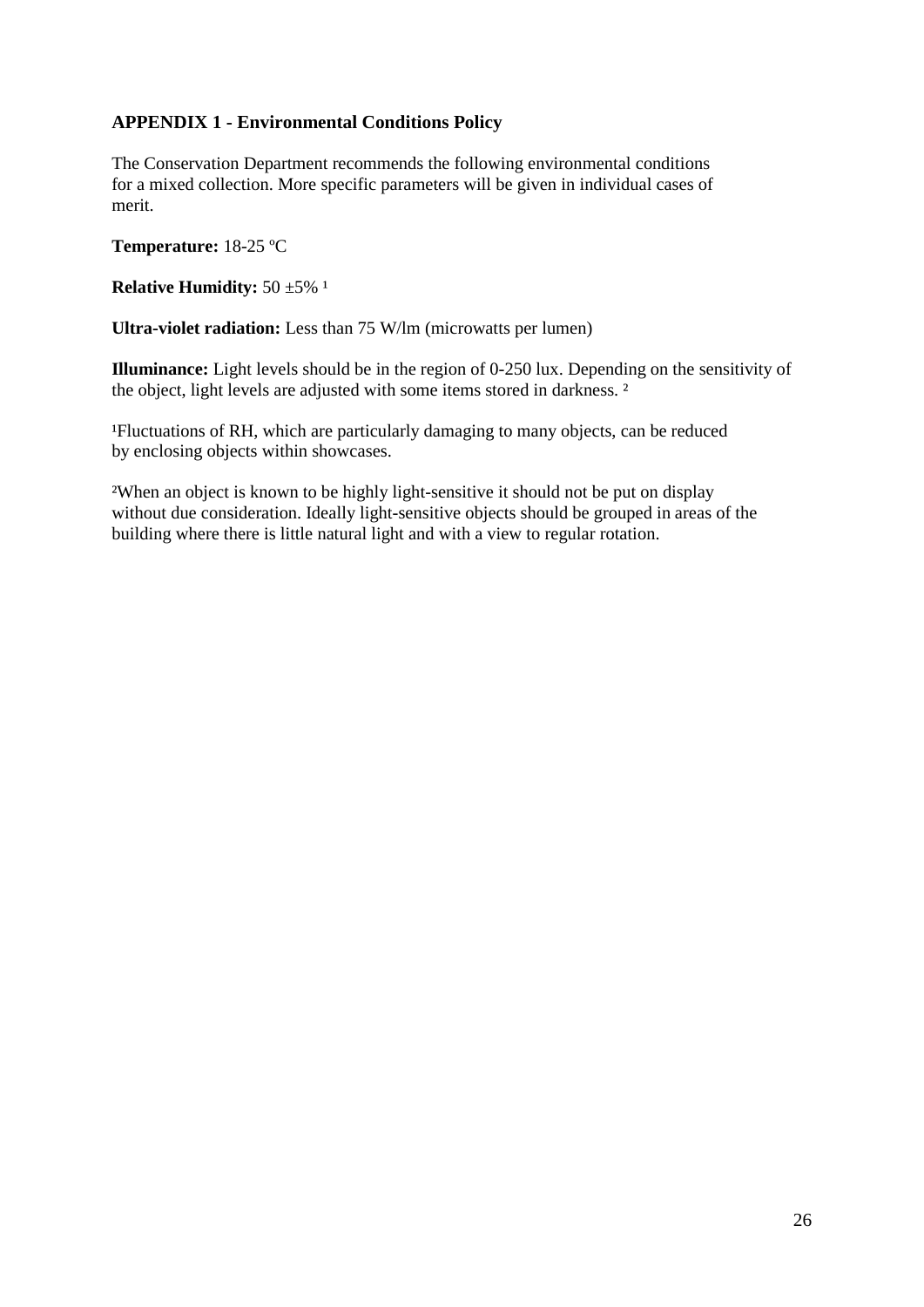**APPENDIX 1 - Environmental Conditions Policy**

The Conservation Department recommends the following environmental conditions for a mixed collection. More specific parameters will be given in individual cases of merit.

**Temperature:** 18-25 ºC

**Relative Humidity:** 50 ±5% [1]

**Ultra-violet radiation:** Less than 75 W/lm (microwatts per lumen)

**Illuminance:** Light levels should be in the region of 0-250 lux. Depending on the sensitivity of the object, light levels are adjusted with some items stored in darkness. [2]

[1] Fluctuations of RH, which are particularly damaging to many objects, can be reduced by enclosing objects within showcases.

[2] When an object is known to be highly light-sensitive it should not be put on display without due consideration. Ideally light-sensitive objects should be grouped in areas of the building where there is little natural light and with a view to regular rotation.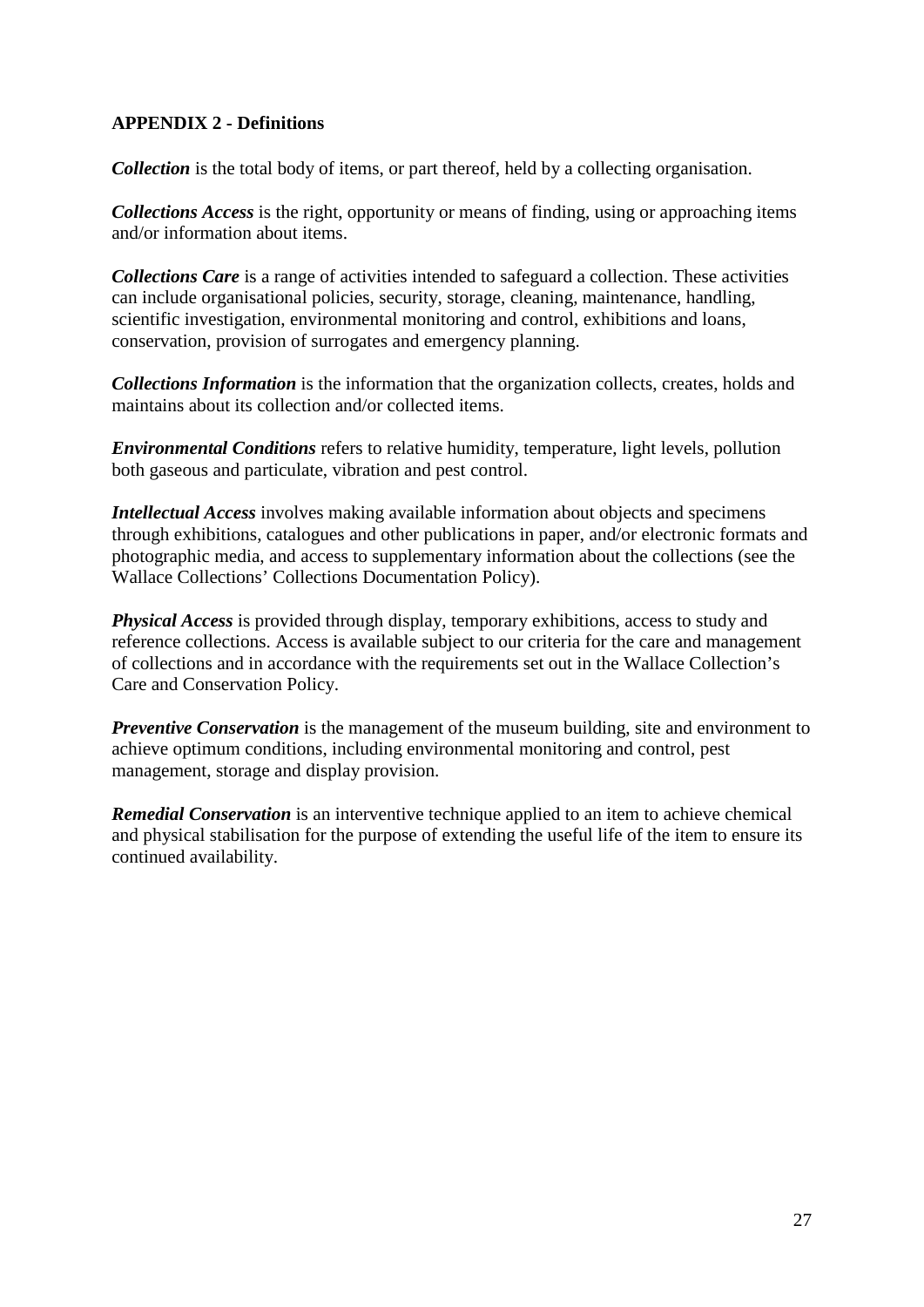**APPENDIX 2 - Definitions**

***Collection*** is the total body of items, or part thereof, held by a collecting organisation.

***Collections Access*** is the right, opportunity or means of finding, using or approaching items and/or information about items.

***Collections Care*** is a range of activities intended to safeguard a collection. These activities can include organisational policies, security, storage, cleaning, maintenance, handling, scientific investigation, environmental monitoring and control, exhibitions and loans, conservation, provision of surrogates and emergency planning.

***Collections Information*** is the information that the organization collects, creates, holds and maintains about its collection and/or collected items.

***Environmental Conditions*** refers to relative humidity, temperature, light levels, pollution both gaseous and particulate, vibration and pest control.

***Intellectual Access*** involves making available information about objects and specimens through exhibitions, catalogues and other publications in paper, and/or electronic formats and photographic media, and access to supplementary information about the collections (see the Wallace Collections' Collections Documentation Policy).

***Physical Access*** is provided through display, temporary exhibitions, access to study and reference collections. Access is available subject to our criteria for the care and management of collections and in accordance with the requirements set out in the Wallace Collection's Care and Conservation Policy.

***Preventive Conservation*** is the management of the museum building, site and environment to achieve optimum conditions, including environmental monitoring and control, pest management, storage and display provision.

***Remedial Conservation*** is an interventive technique applied to an item to achieve chemical and physical stabilisation for the purpose of extending the useful life of the item to ensure its continued availability.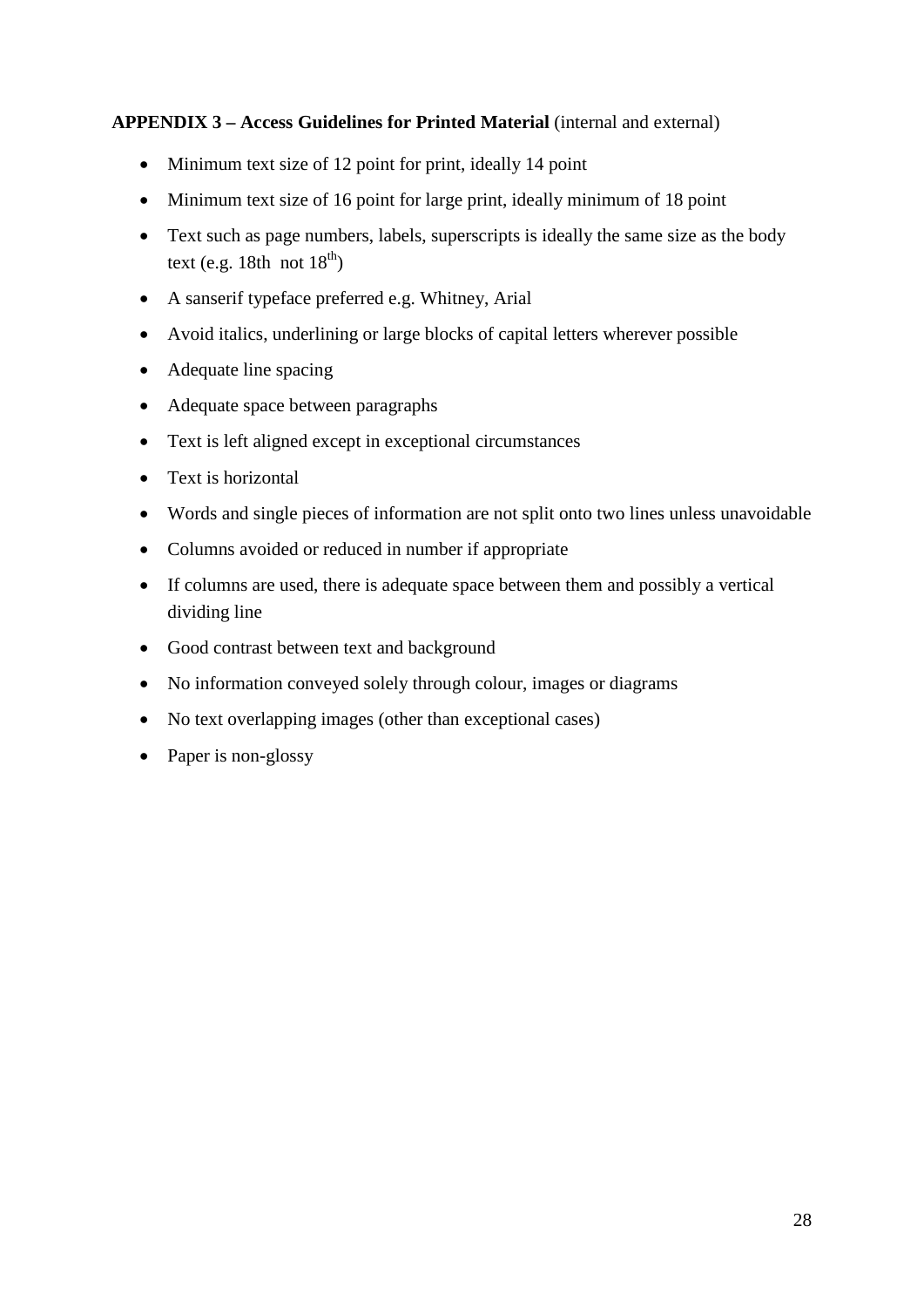**APPENDIX 3 – Access Guidelines for Printed Material** (internal and external)

- Minimum text size of 12 point for print, ideally 14 point
- Minimum text size of 16 point for large print, ideally minimum of 18 point
- Text such as page numbers, labels, superscripts is ideally the same size as the body text (e.g. 18th  not $18^{th}$)
- A sanserif typeface preferred e.g. Whitney, Arial
- Avoid italics, underlining or large blocks of capital letters wherever possible
- Adequate line spacing
- Adequate space between paragraphs
- Text is left aligned except in exceptional circumstances
- Text is horizontal
- Words and single pieces of information are not split onto two lines unless unavoidable
- Columns avoided or reduced in number if appropriate
- If columns are used, there is adequate space between them and possibly a vertical dividing line
- Good contrast between text and background
- No information conveyed solely through colour, images or diagrams
- No text overlapping images (other than exceptional cases)
- Paper is non-glossy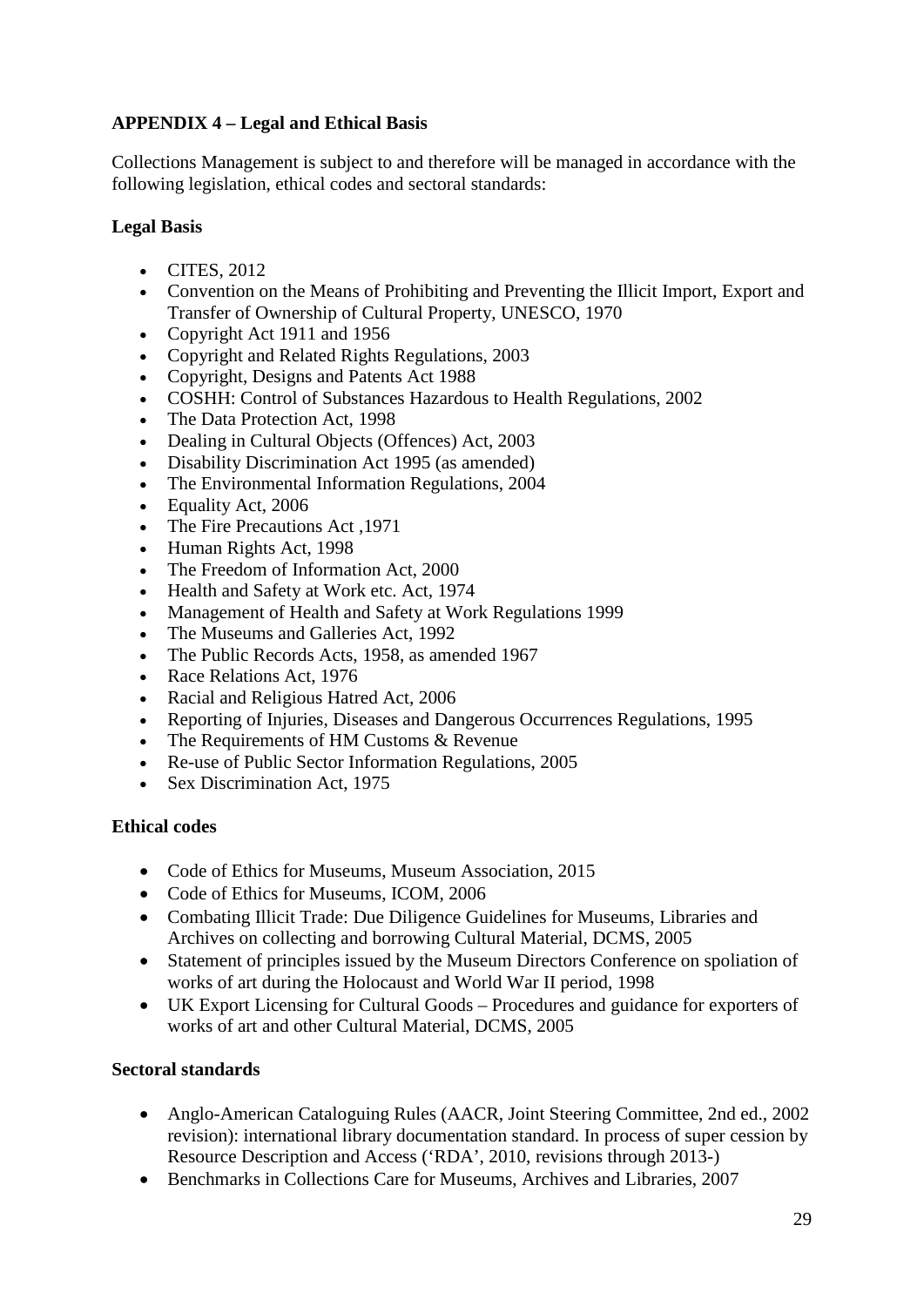**APPENDIX 4 – Legal and Ethical Basis**

Collections Management is subject to and therefore will be managed in accordance with the following legislation, ethical codes and sectoral standards:

**Legal Basis**

- CITES, 2012
- Convention on the Means of Prohibiting and Preventing the Illicit Import, Export and Transfer of Ownership of Cultural Property, UNESCO, 1970
- Copyright Act 1911 and 1956
- Copyright and Related Rights Regulations, 2003
- Copyright, Designs and Patents Act 1988
- COSHH: Control of Substances Hazardous to Health Regulations, 2002
- The Data Protection Act, 1998
- Dealing in Cultural Objects (Offences) Act, 2003
- Disability Discrimination Act 1995 (as amended)
- The Environmental Information Regulations, 2004
- Equality Act, 2006
- The Fire Precautions Act ,1971
- Human Rights Act, 1998
- The Freedom of Information Act, 2000
- Health and Safety at Work etc. Act, 1974
- Management of Health and Safety at Work Regulations 1999
- The Museums and Galleries Act, 1992
- The Public Records Acts, 1958, as amended 1967
- Race Relations Act, 1976
- Racial and Religious Hatred Act, 2006
- Reporting of Injuries, Diseases and Dangerous Occurrences Regulations, 1995
- The Requirements of HM Customs & Revenue
- Re-use of Public Sector Information Regulations, 2005
- Sex Discrimination Act, 1975

**Ethical codes**

- Code of Ethics for Museums, Museum Association, 2015
- Code of Ethics for Museums, ICOM, 2006
- Combating Illicit Trade: Due Diligence Guidelines for Museums, Libraries and Archives on collecting and borrowing Cultural Material, DCMS, 2005
- Statement of principles issued by the Museum Directors Conference on spoliation of works of art during the Holocaust and World War II period, 1998
- UK Export Licensing for Cultural Goods – Procedures and guidance for exporters of works of art and other Cultural Material, DCMS, 2005

**Sectoral standards**

- Anglo-American Cataloguing Rules (AACR, Joint Steering Committee, 2nd ed., 2002 revision): international library documentation standard. In process of super cession by Resource Description and Access ('RDA', 2010, revisions through 2013-)
- Benchmarks in Collections Care for Museums, Archives and Libraries, 2007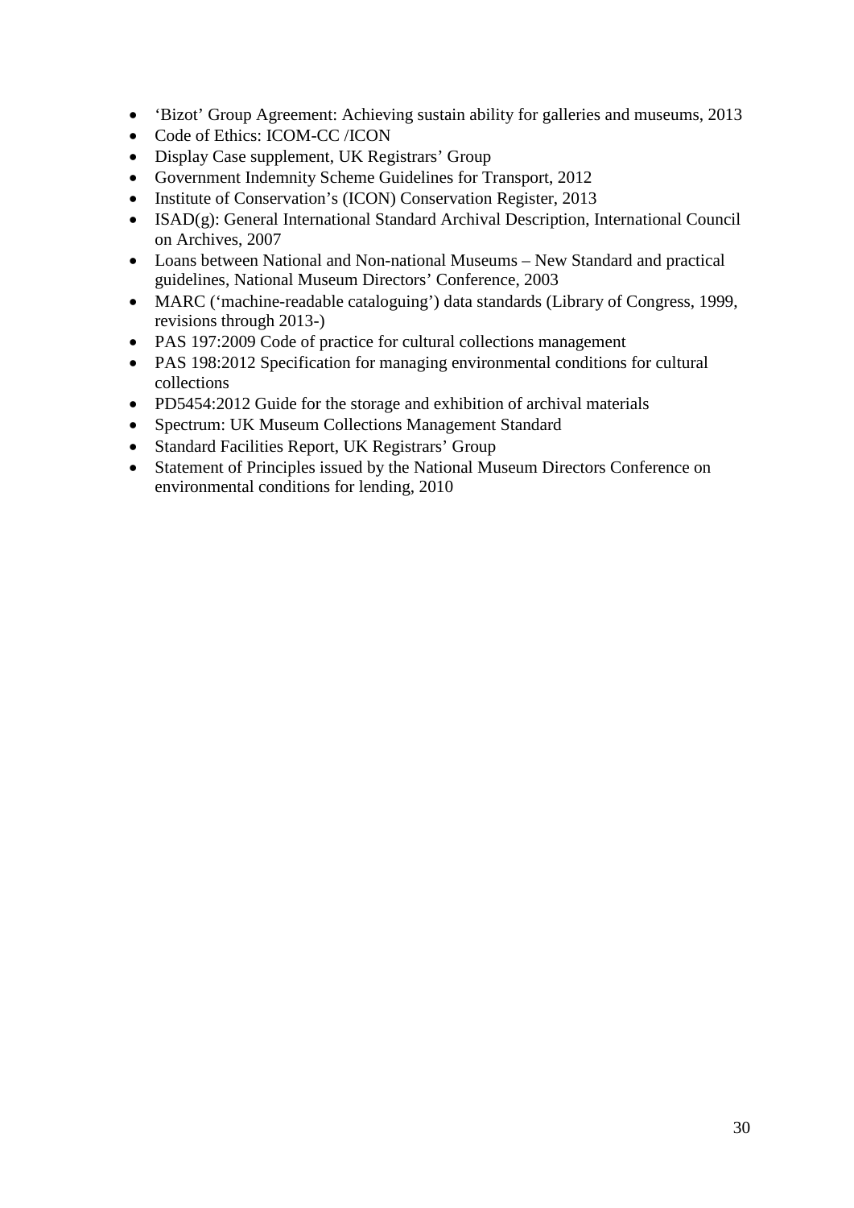- 'Bizot' Group Agreement: Achieving sustain ability for galleries and museums, 2013
- Code of Ethics: ICOM-CC /ICON
- Display Case supplement, UK Registrars' Group
- Government Indemnity Scheme Guidelines for Transport, 2012
- Institute of Conservation's (ICON) Conservation Register, 2013
- ISAD(g): General International Standard Archival Description, International Council on Archives, 2007
- Loans between National and Non-national Museums – New Standard and practical guidelines, National Museum Directors' Conference, 2003
- MARC ('machine-readable cataloguing') data standards (Library of Congress, 1999, revisions through 2013-)
- PAS 197:2009 Code of practice for cultural collections management
- PAS 198:2012 Specification for managing environmental conditions for cultural collections
- PD5454:2012 Guide for the storage and exhibition of archival materials
- Spectrum: UK Museum Collections Management Standard
- Standard Facilities Report, UK Registrars' Group
- Statement of Principles issued by the National Museum Directors Conference on environmental conditions for lending, 2010